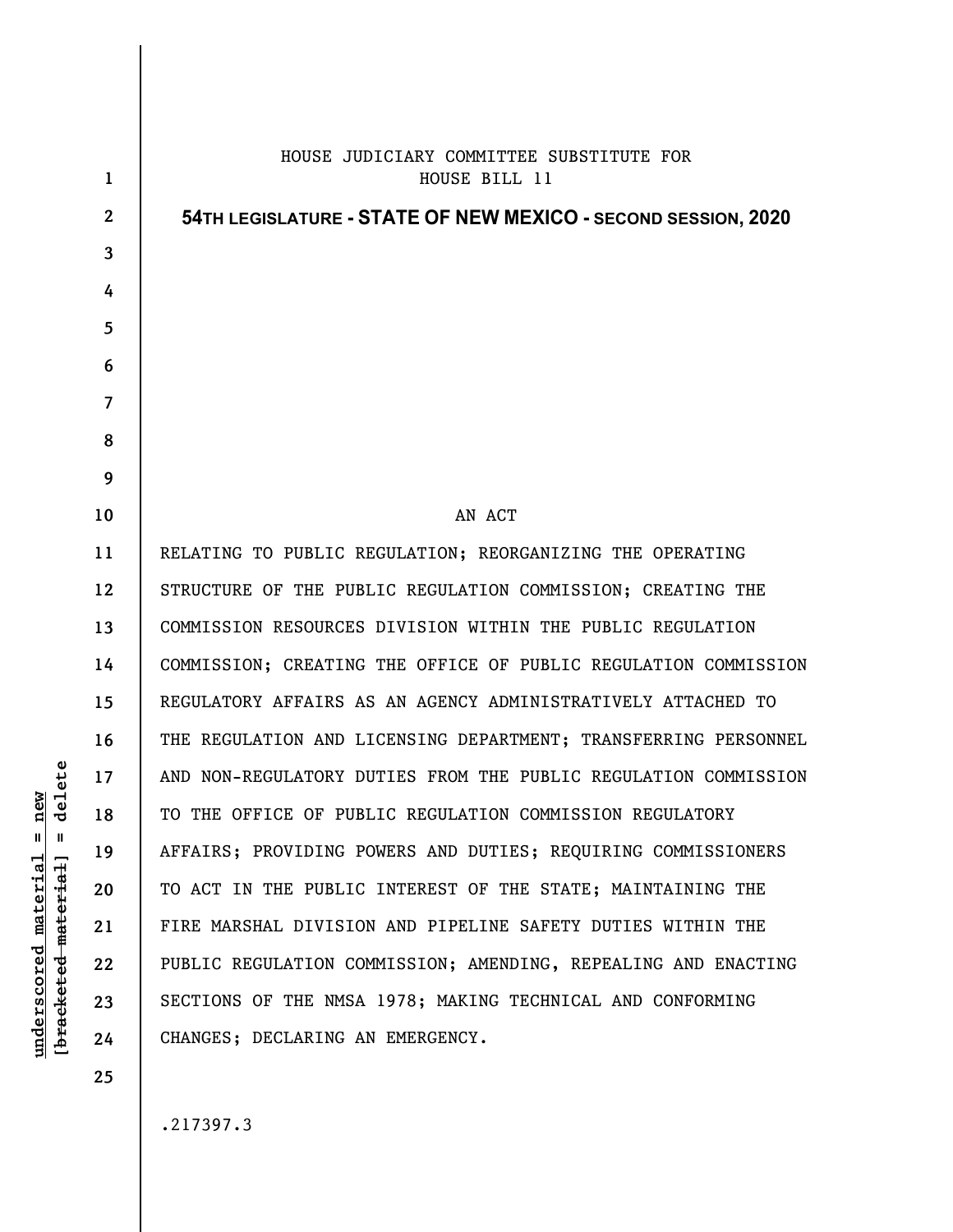HOUSE JUDICIARY COMMITTEE SUBSTITUTE FOR
HOUSE BILL 11

**54TH LEGISLATURE - STATE OF NEW MEXICO - SECOND SESSION, 2020**

AN ACT

RELATING TO PUBLIC REGULATION; REORGANIZING THE OPERATING STRUCTURE OF THE PUBLIC REGULATION COMMISSION; CREATING THE COMMISSION RESOURCES DIVISION WITHIN THE PUBLIC REGULATION COMMISSION; CREATING THE OFFICE OF PUBLIC REGULATION COMMISSION REGULATORY AFFAIRS AS AN AGENCY ADMINISTRATIVELY ATTACHED TO THE REGULATION AND LICENSING DEPARTMENT; TRANSFERRING PERSONNEL AND NON-REGULATORY DUTIES FROM THE PUBLIC REGULATION COMMISSION TO THE OFFICE OF PUBLIC REGULATION COMMISSION REGULATORY AFFAIRS; PROVIDING POWERS AND DUTIES; REQUIRING COMMISSIONERS TO ACT IN THE PUBLIC INTEREST OF THE STATE; MAINTAINING THE FIRE MARSHAL DIVISION AND PIPELINE SAFETY DUTIES WITHIN THE PUBLIC REGULATION COMMISSION; AMENDING, REPEALING AND ENACTING SECTIONS OF THE NMSA 1978; MAKING TECHNICAL AND CONFORMING CHANGES; DECLARING AN EMERGENCY.

.217397.3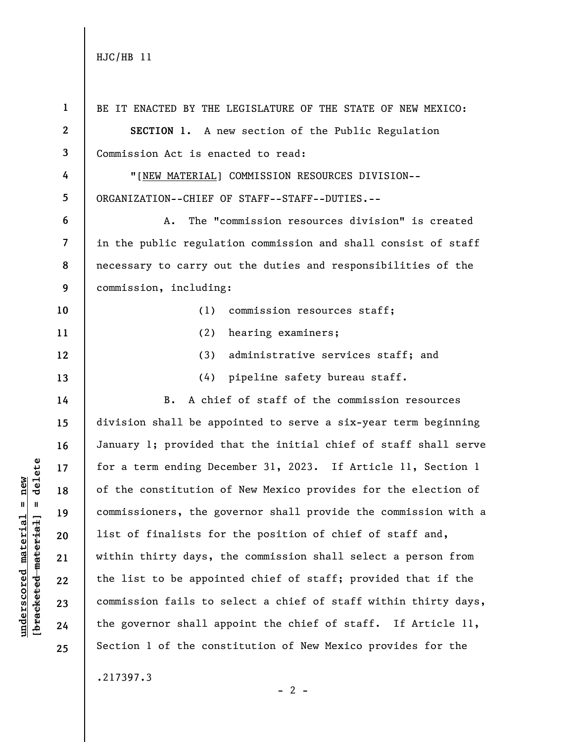BE IT ENACTED BY THE LEGISLATURE OF THE STATE OF NEW MEXICO:

**SECTION 1.** A new section of the Public Regulation Commission Act is enacted to read:

"[NEW MATERIAL] COMMISSION RESOURCES DIVISION--ORGANIZATION--CHIEF OF STAFF--STAFF--DUTIES.--

A. The "commission resources division" is created in the public regulation commission and shall consist of staff necessary to carry out the duties and responsibilities of the commission, including:

(1) commission resources staff;

(2) hearing examiners;

(3) administrative services staff; and

(4) pipeline safety bureau staff.

B. A chief of staff of the commission resources division shall be appointed to serve a six-year term beginning January 1; provided that the initial chief of staff shall serve for a term ending December 31, 2023. If Article 11, Section 1 of the constitution of New Mexico provides for the election of commissioners, the governor shall provide the commission with a list of finalists for the position of chief of staff and, within thirty days, the commission shall select a person from the list to be appointed chief of staff; provided that if the commission fails to select a chief of staff within thirty days, the governor shall appoint the chief of staff. If Article 11, Section 1 of the constitution of New Mexico provides for the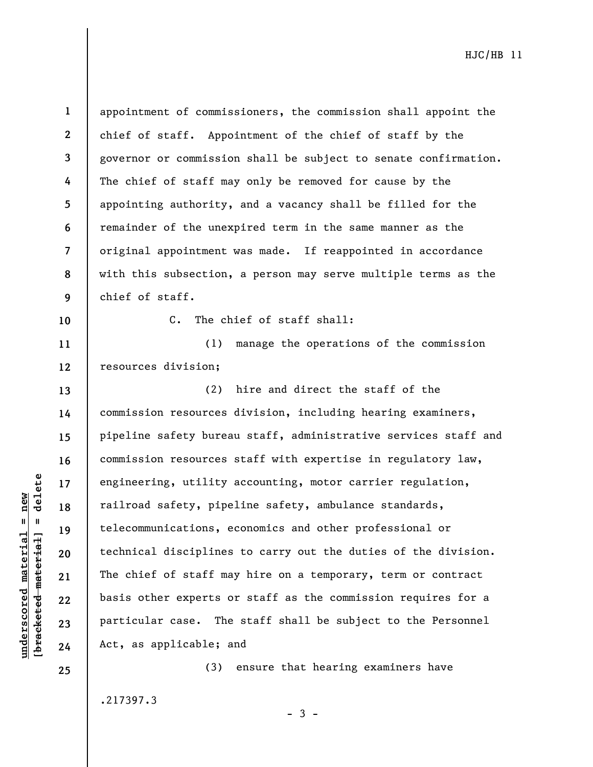appointment of commissioners, the commission shall appoint the chief of staff. Appointment of the chief of staff by the governor or commission shall be subject to senate confirmation. The chief of staff may only be removed for cause by the appointing authority, and a vacancy shall be filled for the remainder of the unexpired term in the same manner as the original appointment was made. If reappointed in accordance with this subsection, a person may serve multiple terms as the chief of staff.

C. The chief of staff shall:

(1) manage the operations of the commission resources division;

(2) hire and direct the staff of the commission resources division, including hearing examiners, pipeline safety bureau staff, administrative services staff and commission resources staff with expertise in regulatory law, engineering, utility accounting, motor carrier regulation, railroad safety, pipeline safety, ambulance standards, telecommunications, economics and other professional or technical disciplines to carry out the duties of the division. The chief of staff may hire on a temporary, term or contract basis other experts or staff as the commission requires for a particular case. The staff shall be subject to the Personnel Act, as applicable; and

(3) ensure that hearing examiners have

.217397.3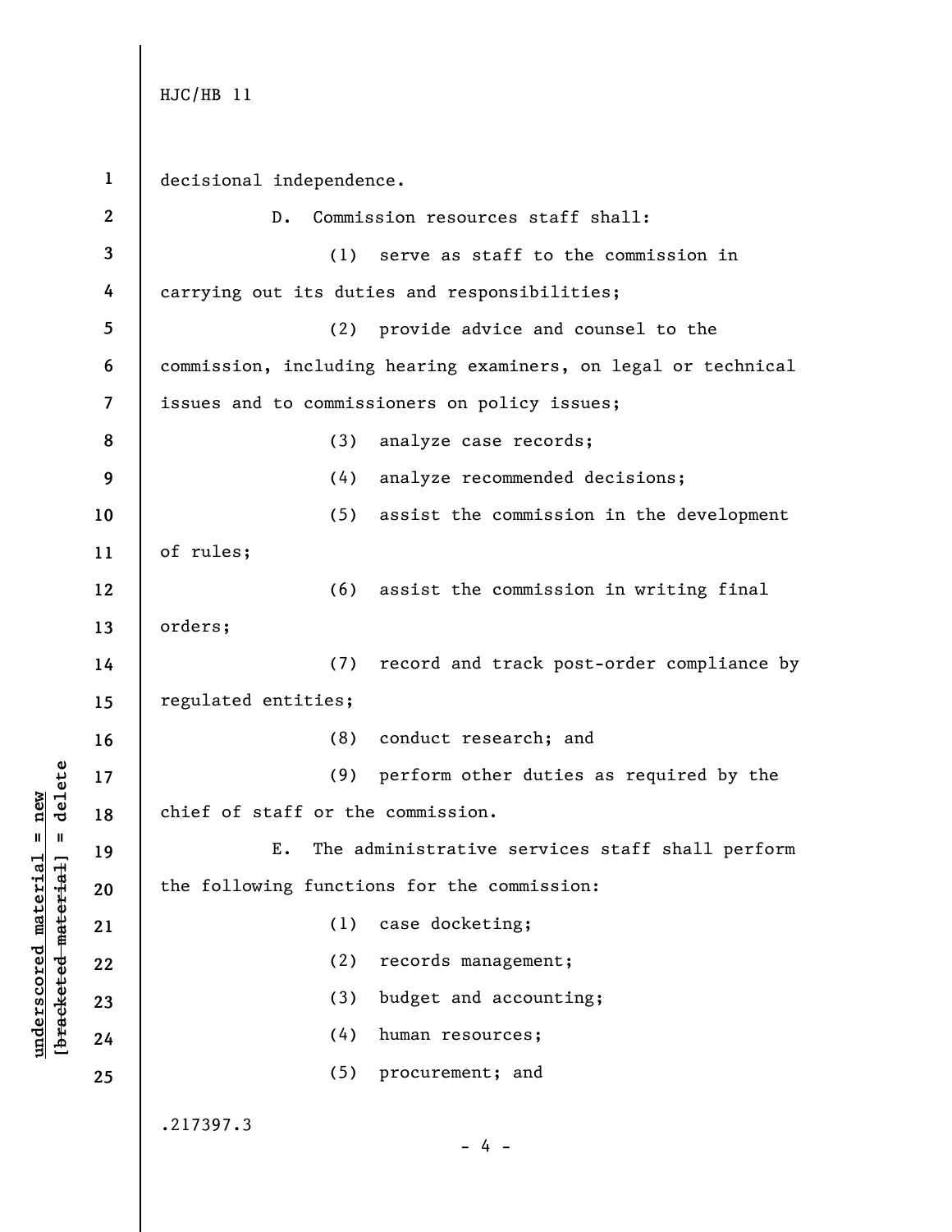decisional independence.

D. Commission resources staff shall:

(1) serve as staff to the commission in carrying out its duties and responsibilities;

(2) provide advice and counsel to the commission, including hearing examiners, on legal or technical issues and to commissioners on policy issues;

(3) analyze case records;

(4) analyze recommended decisions;

(5) assist the commission in the development of rules;

(6) assist the commission in writing final orders;

(7) record and track post-order compliance by regulated entities;

(8) conduct research; and

(9) perform other duties as required by the chief of staff or the commission.

E. The administrative services staff shall perform the following functions for the commission:

(1) case docketing;

(2) records management;

(3) budget and accounting;

(4) human resources;

(5) procurement; and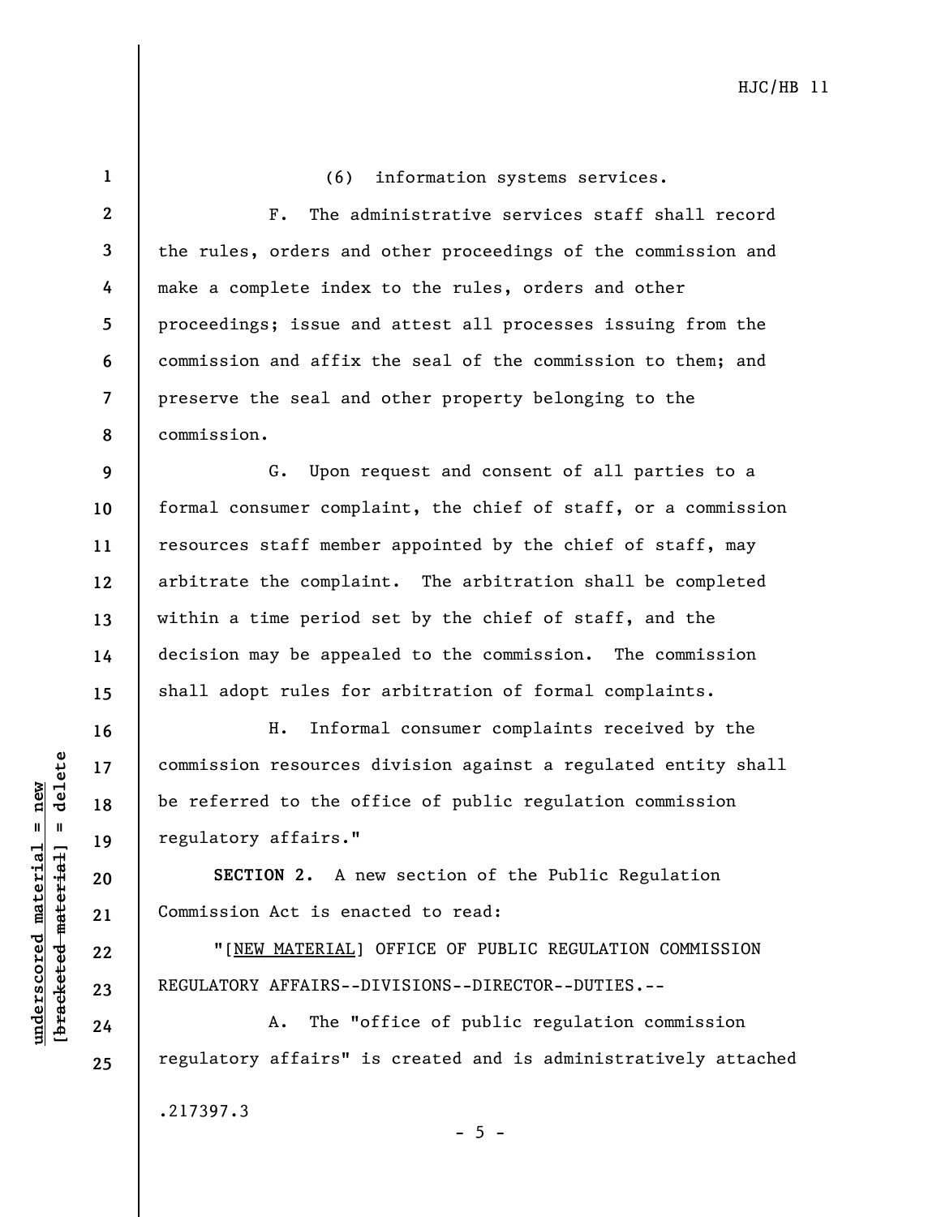(6) information systems services.

F. The administrative services staff shall record the rules, orders and other proceedings of the commission and make a complete index to the rules, orders and other proceedings; issue and attest all processes issuing from the commission and affix the seal of the commission to them; and preserve the seal and other property belonging to the commission.

G. Upon request and consent of all parties to a formal consumer complaint, the chief of staff, or a commission resources staff member appointed by the chief of staff, may arbitrate the complaint. The arbitration shall be completed within a time period set by the chief of staff, and the decision may be appealed to the commission. The commission shall adopt rules for arbitration of formal complaints.

H. Informal consumer complaints received by the commission resources division against a regulated entity shall be referred to the office of public regulation commission regulatory affairs."

**SECTION 2.** A new section of the Public Regulation Commission Act is enacted to read:

"[NEW MATERIAL] OFFICE OF PUBLIC REGULATION COMMISSION REGULATORY AFFAIRS--DIVISIONS--DIRECTOR--DUTIES.--

A. The "office of public regulation commission regulatory affairs" is created and is administratively attached

.217397.3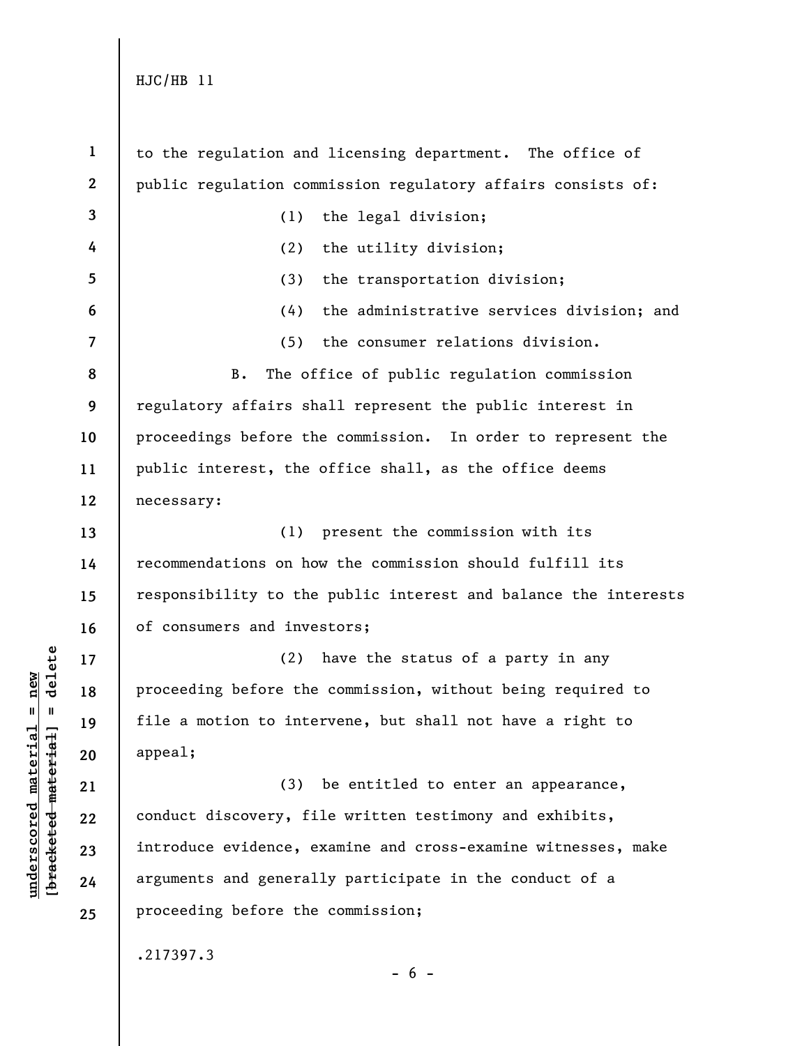to the regulation and licensing department. The office of public regulation commission regulatory affairs consists of:

(1) the legal division;

(2) the utility division;

(3) the transportation division;

(4) the administrative services division; and

(5) the consumer relations division.

B. The office of public regulation commission regulatory affairs shall represent the public interest in proceedings before the commission. In order to represent the public interest, the office shall, as the office deems necessary:

(1) present the commission with its recommendations on how the commission should fulfill its responsibility to the public interest and balance the interests of consumers and investors;

(2) have the status of a party in any proceeding before the commission, without being required to file a motion to intervene, but shall not have a right to appeal;

(3) be entitled to enter an appearance, conduct discovery, file written testimony and exhibits, introduce evidence, examine and cross-examine witnesses, make arguments and generally participate in the conduct of a proceeding before the commission;

.217397.3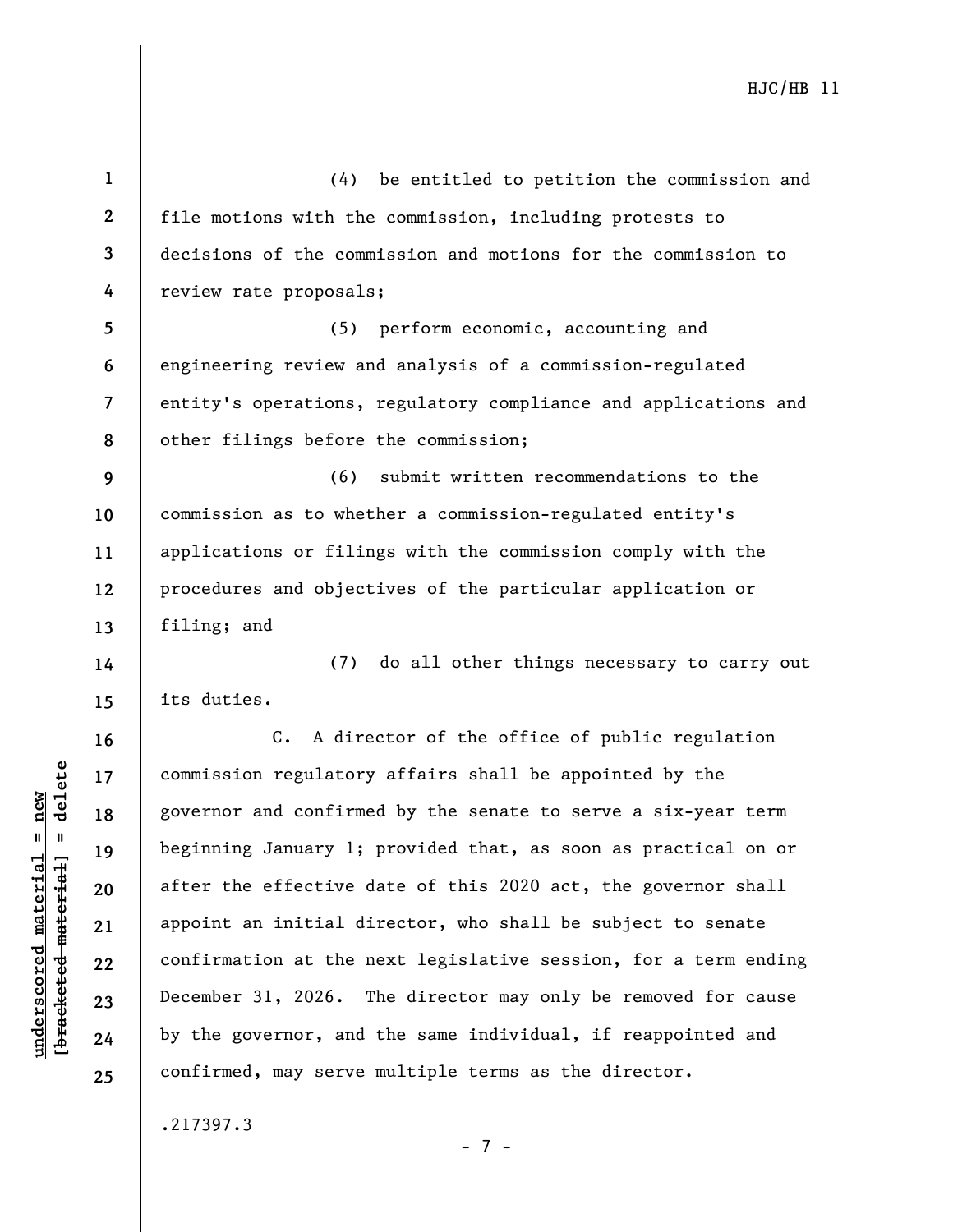(4) be entitled to petition the commission and file motions with the commission, including protests to decisions of the commission and motions for the commission to review rate proposals;

(5) perform economic, accounting and engineering review and analysis of a commission-regulated entity's operations, regulatory compliance and applications and other filings before the commission;

(6) submit written recommendations to the commission as to whether a commission-regulated entity's applications or filings with the commission comply with the procedures and objectives of the particular application or filing; and

(7) do all other things necessary to carry out its duties.

C. A director of the office of public regulation commission regulatory affairs shall be appointed by the governor and confirmed by the senate to serve a six-year term beginning January 1; provided that, as soon as practical on or after the effective date of this 2020 act, the governor shall appoint an initial director, who shall be subject to senate confirmation at the next legislative session, for a term ending December 31, 2026. The director may only be removed for cause by the governor, and the same individual, if reappointed and confirmed, may serve multiple terms as the director.

.217397.3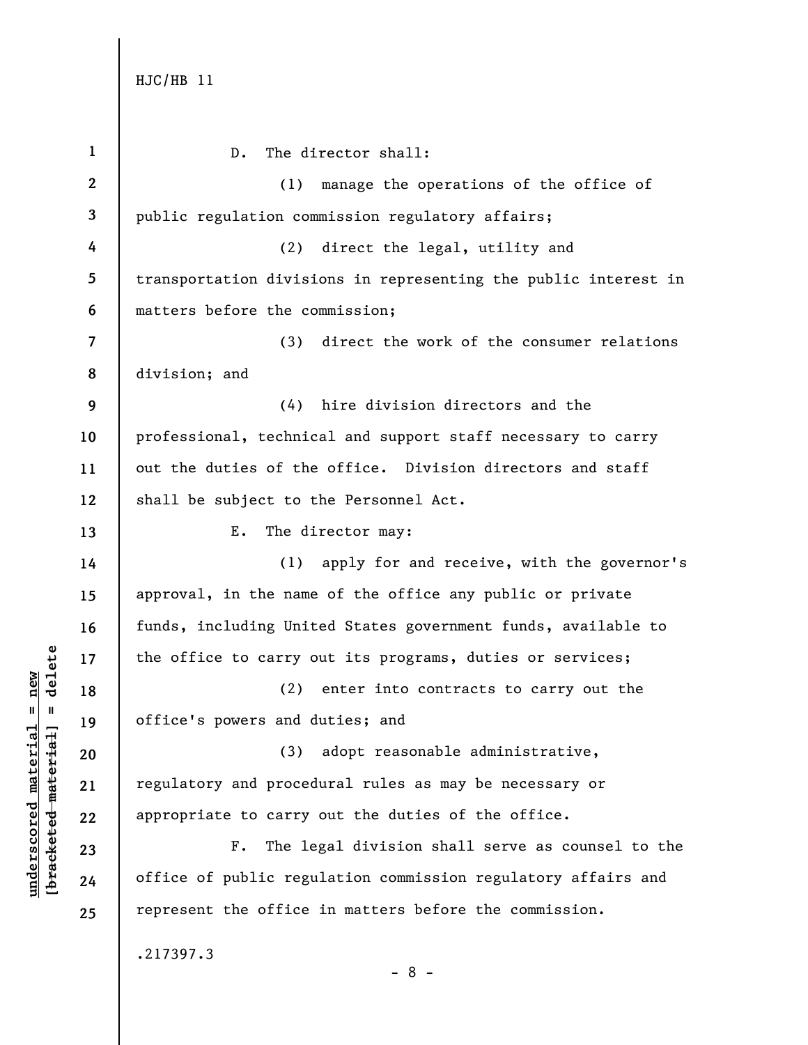D. The director shall:

(1) manage the operations of the office of public regulation commission regulatory affairs;

(2) direct the legal, utility and transportation divisions in representing the public interest in matters before the commission;

(3) direct the work of the consumer relations division; and

(4) hire division directors and the professional, technical and support staff necessary to carry out the duties of the office. Division directors and staff shall be subject to the Personnel Act.

E. The director may:

(1) apply for and receive, with the governor's approval, in the name of the office any public or private funds, including United States government funds, available to the office to carry out its programs, duties or services;

(2) enter into contracts to carry out the office's powers and duties; and

(3) adopt reasonable administrative, regulatory and procedural rules as may be necessary or appropriate to carry out the duties of the office.

F. The legal division shall serve as counsel to the office of public regulation commission regulatory affairs and represent the office in matters before the commission.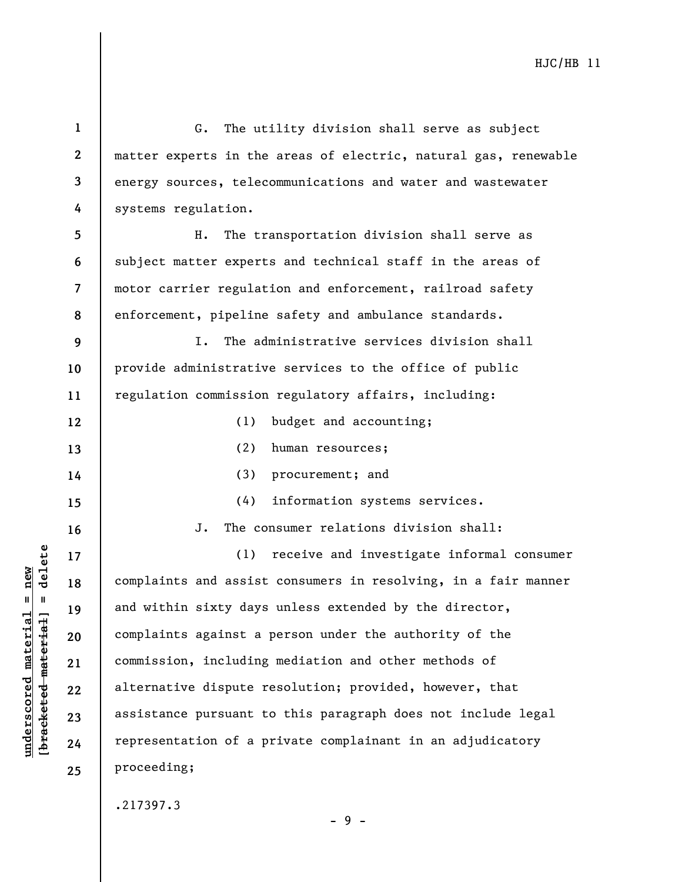G. The utility division shall serve as subject matter experts in the areas of electric, natural gas, renewable energy sources, telecommunications and water and wastewater systems regulation.

H. The transportation division shall serve as subject matter experts and technical staff in the areas of motor carrier regulation and enforcement, railroad safety enforcement, pipeline safety and ambulance standards.

I. The administrative services division shall provide administrative services to the office of public regulation commission regulatory affairs, including:

(1) budget and accounting;

(2) human resources;

(3) procurement; and

(4) information systems services.

J. The consumer relations division shall:

(1) receive and investigate informal consumer complaints and assist consumers in resolving, in a fair manner and within sixty days unless extended by the director, complaints against a person under the authority of the commission, including mediation and other methods of alternative dispute resolution; provided, however, that assistance pursuant to this paragraph does not include legal representation of a private complainant in an adjudicatory proceeding;

.217397.3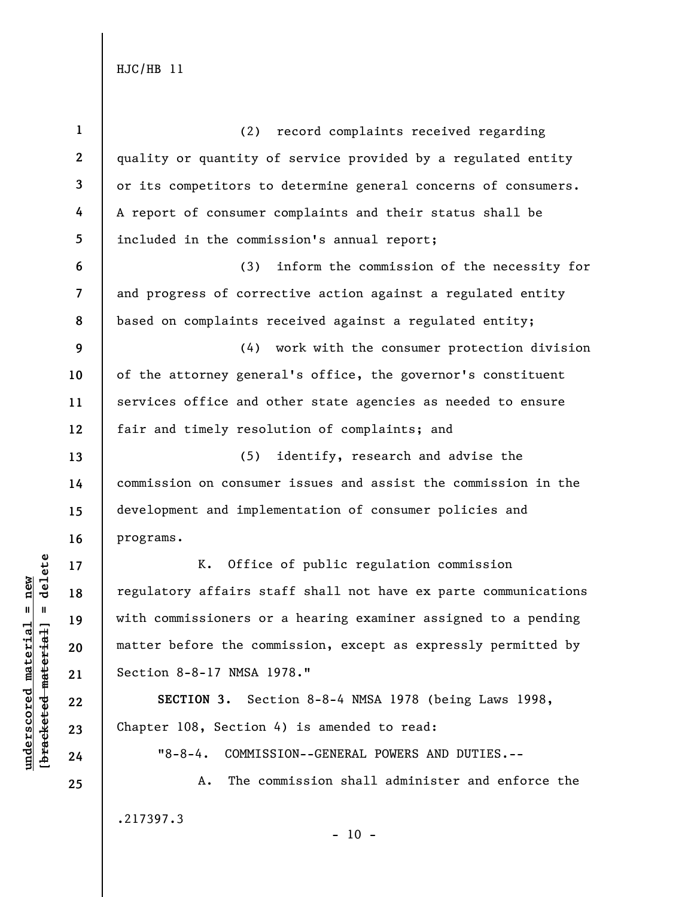(2) record complaints received regarding quality or quantity of service provided by a regulated entity or its competitors to determine general concerns of consumers. A report of consumer complaints and their status shall be included in the commission's annual report;

(3) inform the commission of the necessity for and progress of corrective action against a regulated entity based on complaints received against a regulated entity;

(4) work with the consumer protection division of the attorney general's office, the governor's constituent services office and other state agencies as needed to ensure fair and timely resolution of complaints; and

(5) identify, research and advise the commission on consumer issues and assist the commission in the development and implementation of consumer policies and programs.

K. Office of public regulation commission regulatory affairs staff shall not have ex parte communications with commissioners or a hearing examiner assigned to a pending matter before the commission, except as expressly permitted by Section 8-8-17 NMSA 1978."

**SECTION 3.** Section 8-8-4 NMSA 1978 (being Laws 1998, Chapter 108, Section 4) is amended to read:

"8-8-4. COMMISSION--GENERAL POWERS AND DUTIES.--

A. The commission shall administer and enforce the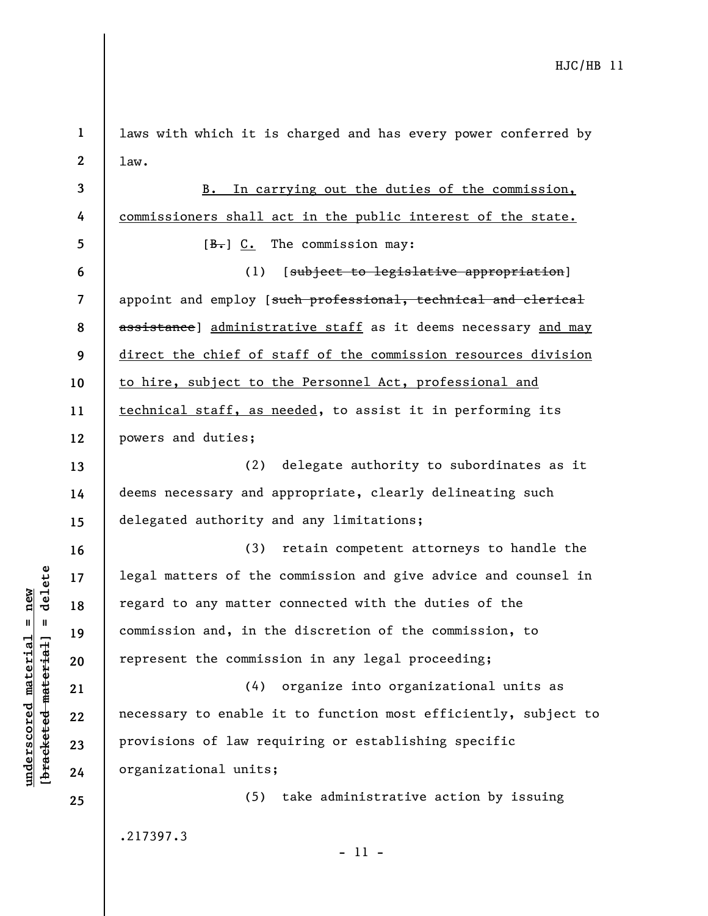laws with which it is charged and has every power conferred by law.

<u>B. In carrying out the duties of the commission, commissioners shall act in the public interest of the state.</u>

[~~B.~~] <u>C.</u> The commission may:

(1) [~~subject to legislative appropriation~~] appoint and employ [~~such professional, technical and clerical assistance~~] <u>administrative staff</u> as it deems necessary <u>and may direct the chief of staff of the commission resources division to hire, subject to the Personnel Act, professional and technical staff, as needed</u>, to assist it in performing its powers and duties;

(2) delegate authority to subordinates as it deems necessary and appropriate, clearly delineating such delegated authority and any limitations;

(3) retain competent attorneys to handle the legal matters of the commission and give advice and counsel in regard to any matter connected with the duties of the commission and, in the discretion of the commission, to represent the commission in any legal proceeding;

(4) organize into organizational units as necessary to enable it to function most efficiently, subject to provisions of law requiring or establishing specific organizational units;

(5) take administrative action by issuing

.217397.3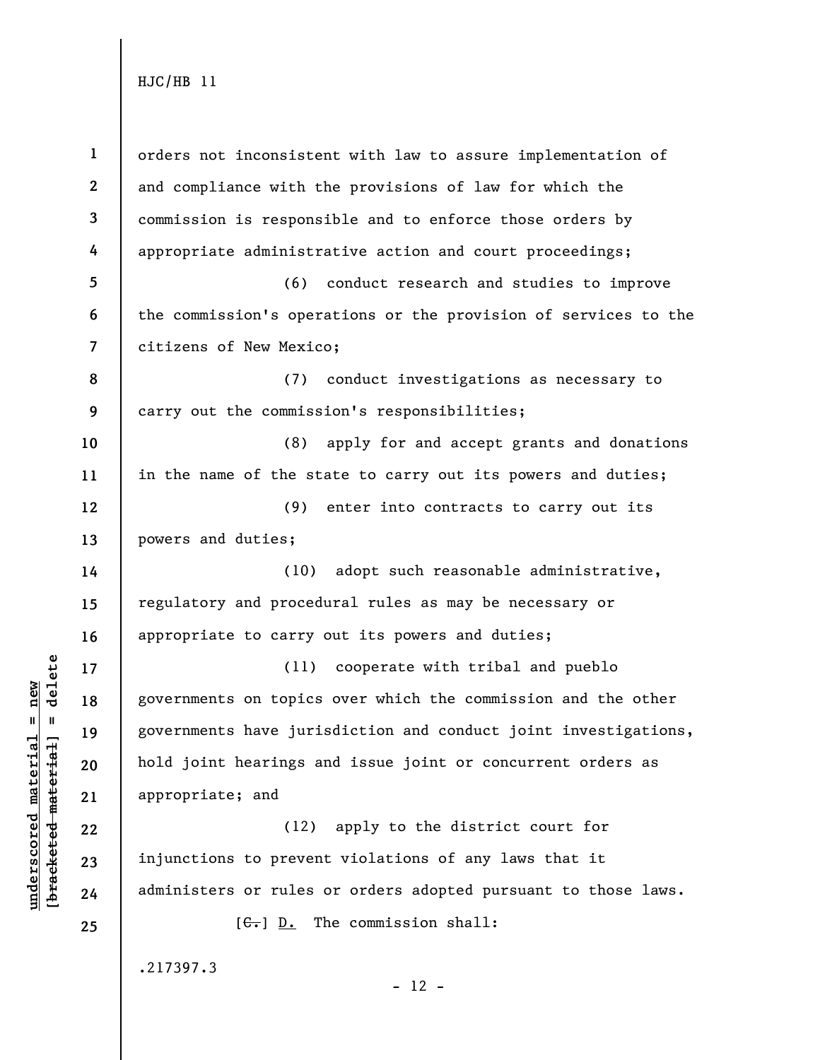orders not inconsistent with law to assure implementation of and compliance with the provisions of law for which the commission is responsible and to enforce those orders by appropriate administrative action and court proceedings;

(6) conduct research and studies to improve the commission's operations or the provision of services to the citizens of New Mexico;

(7) conduct investigations as necessary to carry out the commission's responsibilities;

(8) apply for and accept grants and donations in the name of the state to carry out its powers and duties;

(9) enter into contracts to carry out its powers and duties;

(10) adopt such reasonable administrative, regulatory and procedural rules as may be necessary or appropriate to carry out its powers and duties;

(11) cooperate with tribal and pueblo governments on topics over which the commission and the other governments have jurisdiction and conduct joint investigations, hold joint hearings and issue joint or concurrent orders as appropriate; and

(12) apply to the district court for injunctions to prevent violations of any laws that it administers or rules or orders adopted pursuant to those laws.

[~~C.~~] D. The commission shall: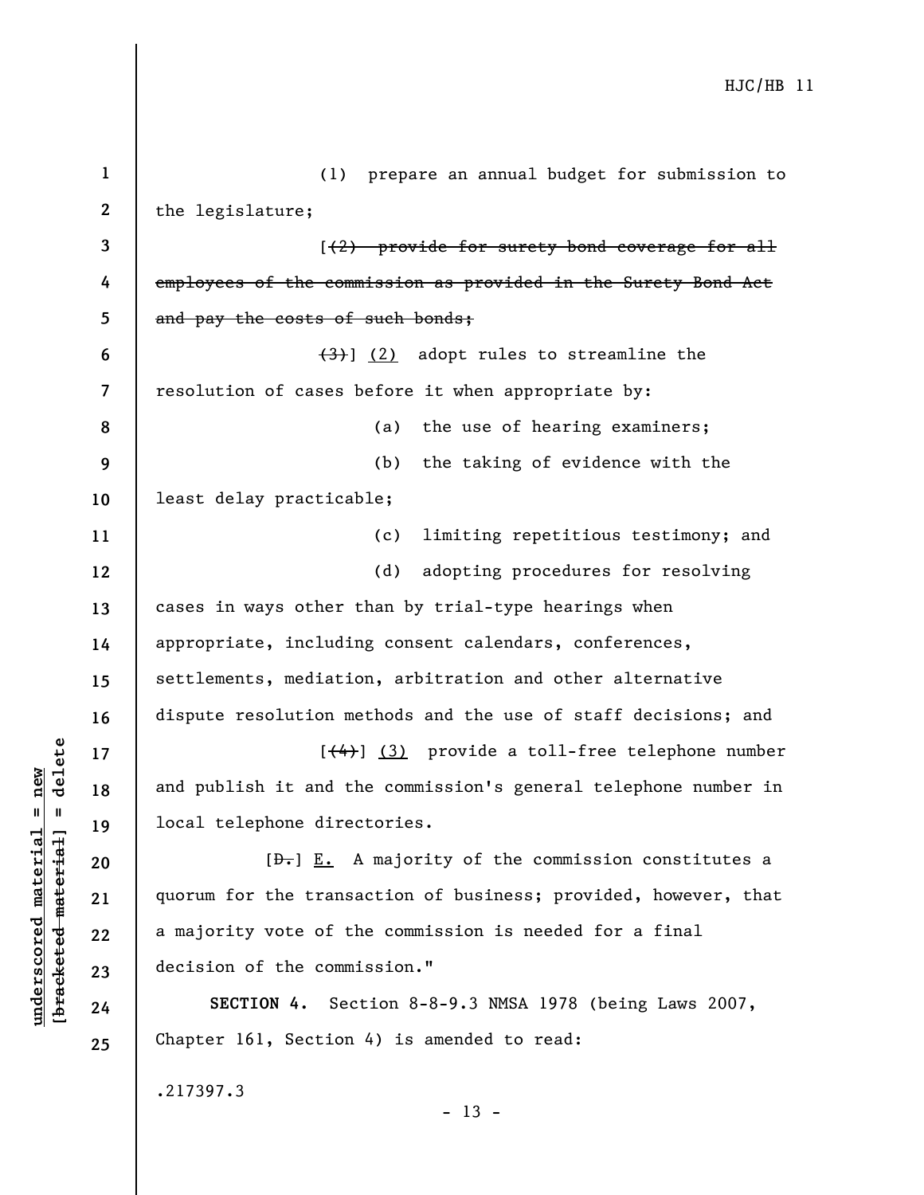(1) prepare an annual budget for submission to the legislature;

[~~(2) provide for surety bond coverage for all employees of the commission as provided in the Surety Bond Act and pay the costs of such bonds;~~

~~(3)~~] <u>(2)</u> adopt rules to streamline the resolution of cases before it when appropriate by:

(a) the use of hearing examiners;

(b) the taking of evidence with the least delay practicable;

(c) limiting repetitious testimony; and

(d) adopting procedures for resolving cases in ways other than by trial-type hearings when appropriate, including consent calendars, conferences, settlements, mediation, arbitration and other alternative dispute resolution methods and the use of staff decisions; and

[~~(4)~~] <u>(3)</u> provide a toll-free telephone number and publish it and the commission's general telephone number in local telephone directories.

[~~D.~~] <u>E.</u> A majority of the commission constitutes a quorum for the transaction of business; provided, however, that a majority vote of the commission is needed for a final decision of the commission."

**SECTION 4.** Section 8-8-9.3 NMSA 1978 (being Laws 2007, Chapter 161, Section 4) is amended to read:

.217397.3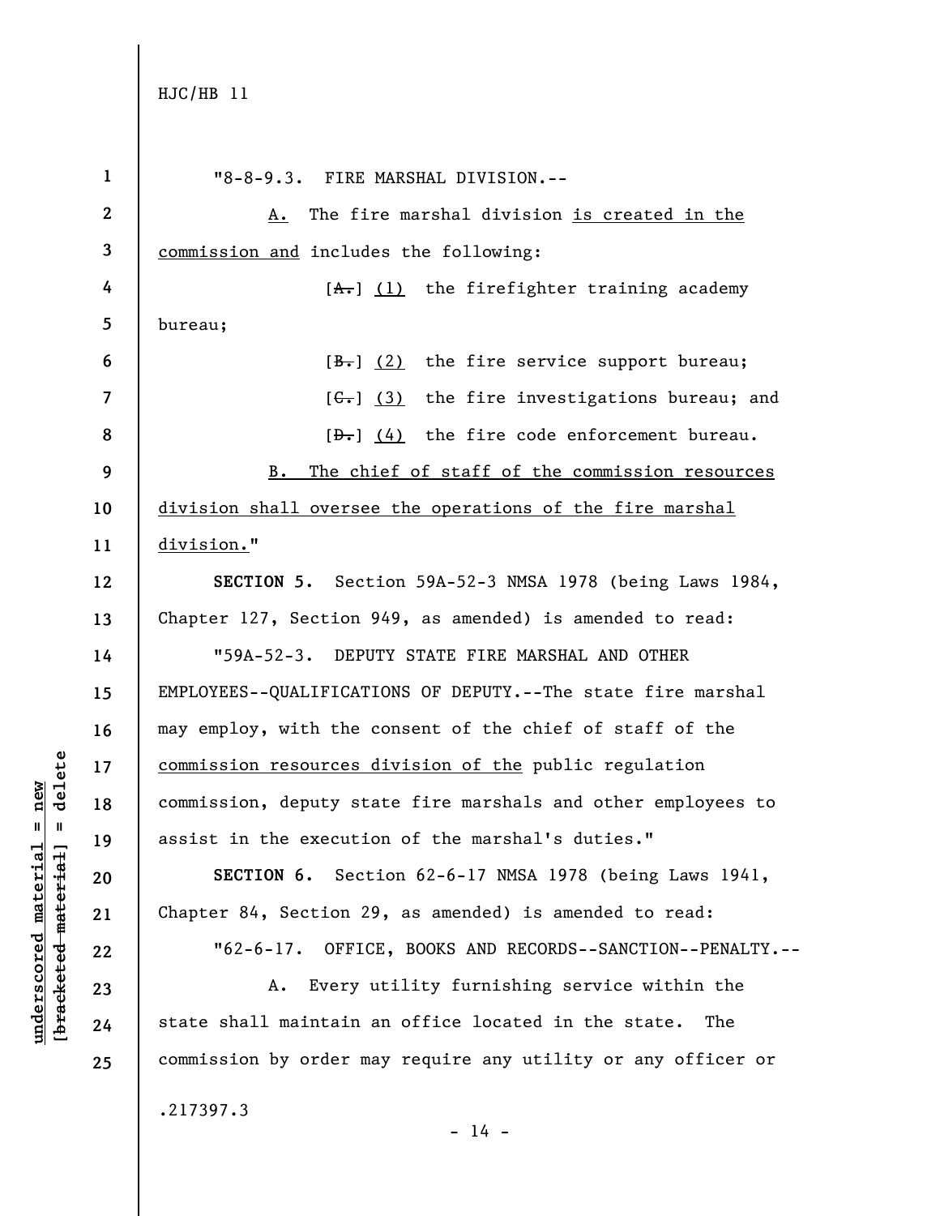"8-8-9.3. FIRE MARSHAL DIVISION.--

A. The fire marshal division is created in the commission and includes the following:

[~~A.~~] (1) the firefighter training academy bureau;

[~~B.~~] (2) the fire service support bureau;

[~~C.~~] (3) the fire investigations bureau; and

[~~D.~~] (4) the fire code enforcement bureau.

B. The chief of staff of the commission resources division shall oversee the operations of the fire marshal division."

**SECTION 5.** Section 59A-52-3 NMSA 1978 (being Laws 1984, Chapter 127, Section 949, as amended) is amended to read:

"59A-52-3. DEPUTY STATE FIRE MARSHAL AND OTHER EMPLOYEES--QUALIFICATIONS OF DEPUTY.--The state fire marshal may employ, with the consent of the chief of staff of the commission resources division of the public regulation commission, deputy state fire marshals and other employees to assist in the execution of the marshal's duties."

**SECTION 6.** Section 62-6-17 NMSA 1978 (being Laws 1941, Chapter 84, Section 29, as amended) is amended to read:

"62-6-17. OFFICE, BOOKS AND RECORDS--SANCTION--PENALTY.--

A. Every utility furnishing service within the state shall maintain an office located in the state. The commission by order may require any utility or any officer or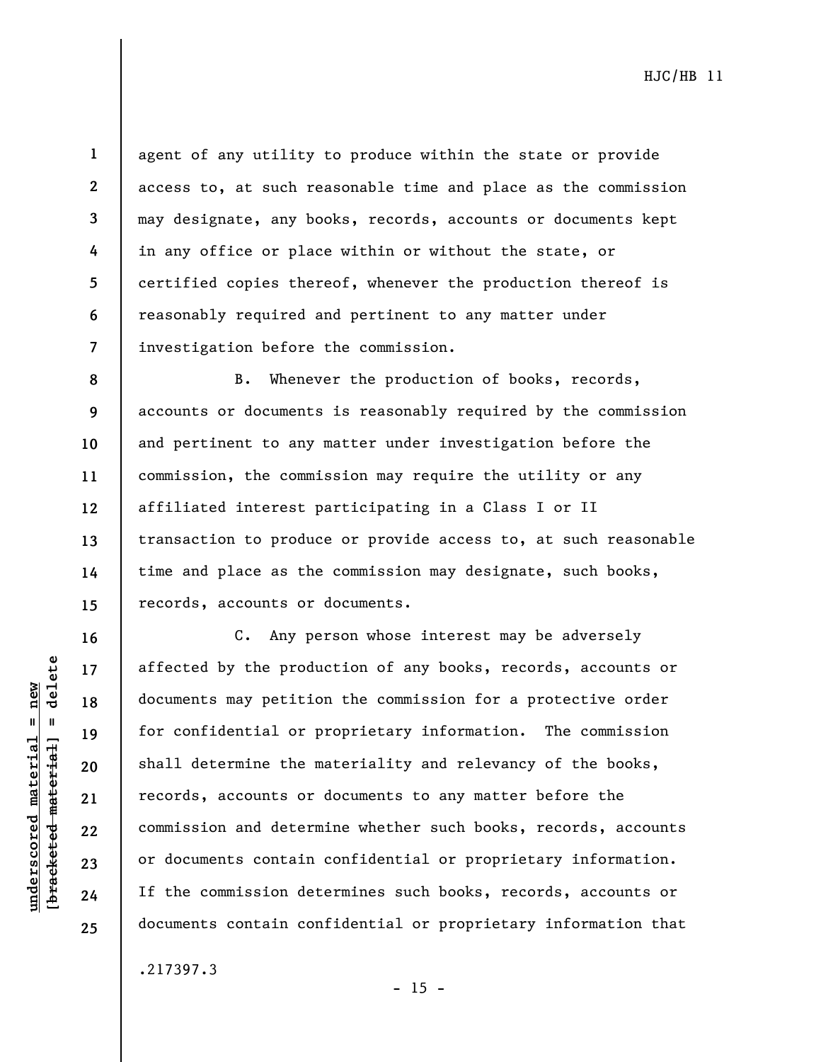agent of any utility to produce within the state or provide access to, at such reasonable time and place as the commission may designate, any books, records, accounts or documents kept in any office or place within or without the state, or certified copies thereof, whenever the production thereof is reasonably required and pertinent to any matter under investigation before the commission.

B. Whenever the production of books, records, accounts or documents is reasonably required by the commission and pertinent to any matter under investigation before the commission, the commission may require the utility or any affiliated interest participating in a Class I or II transaction to produce or provide access to, at such reasonable time and place as the commission may designate, such books, records, accounts or documents.

C. Any person whose interest may be adversely affected by the production of any books, records, accounts or documents may petition the commission for a protective order for confidential or proprietary information. The commission shall determine the materiality and relevancy of the books, records, accounts or documents to any matter before the commission and determine whether such books, records, accounts or documents contain confidential or proprietary information. If the commission determines such books, records, accounts or documents contain confidential or proprietary information that

.217397.3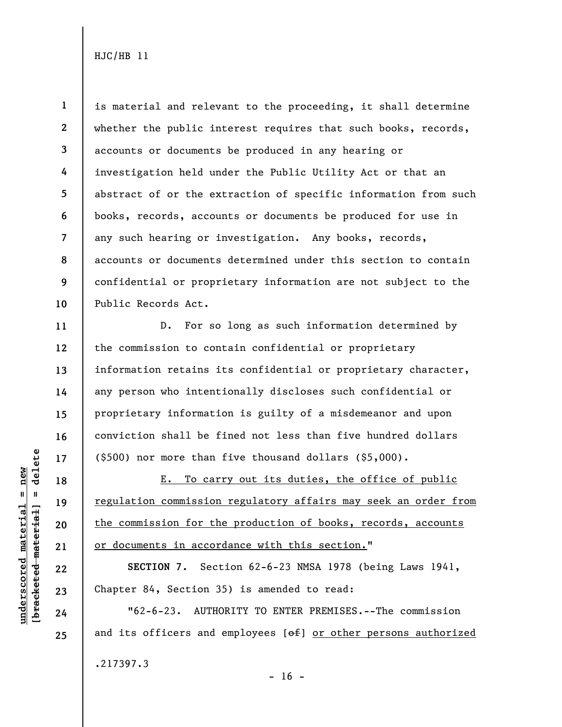is material and relevant to the proceeding, it shall determine whether the public interest requires that such books, records, accounts or documents be produced in any hearing or investigation held under the Public Utility Act or that an abstract of or the extraction of specific information from such books, records, accounts or documents be produced for use in any such hearing or investigation. Any books, records, accounts or documents determined under this section to contain confidential or proprietary information are not subject to the Public Records Act.

D. For so long as such information determined by the commission to contain confidential or proprietary information retains its confidential or proprietary character, any person who intentionally discloses such confidential or proprietary information is guilty of a misdemeanor and upon conviction shall be fined not less than five hundred dollars ($500) nor more than five thousand dollars ($5,000).

E. To carry out its duties, the office of public regulation commission regulatory affairs may seek an order from the commission for the production of books, records, accounts or documents in accordance with this section."

**SECTION 7.** Section 62-6-23 NMSA 1978 (being Laws 1941, Chapter 84, Section 35) is amended to read:

"62-6-23. AUTHORITY TO ENTER PREMISES.--The commission and its officers and employees [~~of~~] or other persons authorized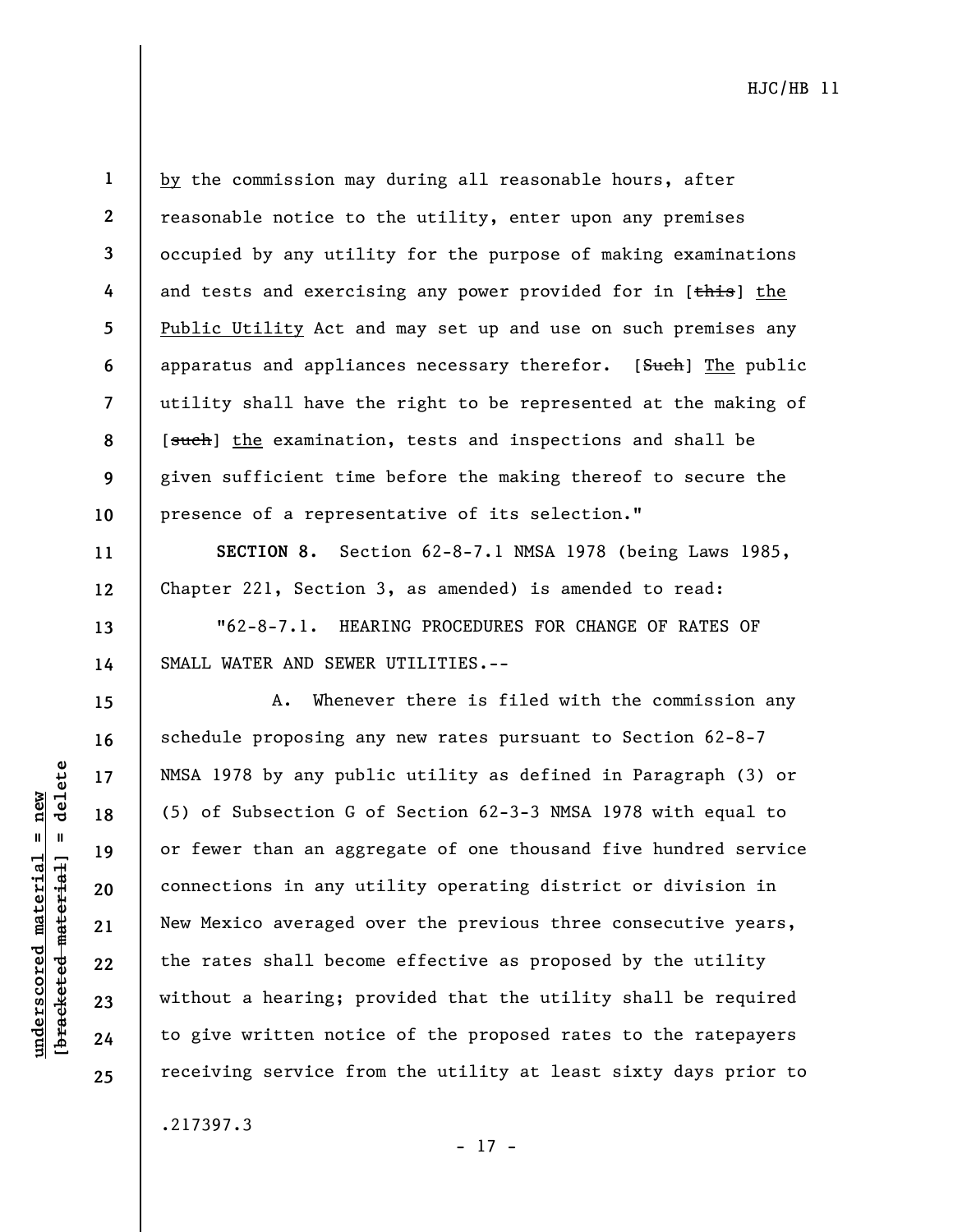by the commission may during all reasonable hours, after reasonable notice to the utility, enter upon any premises occupied by any utility for the purpose of making examinations and tests and exercising any power provided for in [~~this~~] the Public Utility Act and may set up and use on such premises any apparatus and appliances necessary therefor. [~~Such~~] The public utility shall have the right to be represented at the making of [~~such~~] the examination, tests and inspections and shall be given sufficient time before the making thereof to secure the presence of a representative of its selection."

**SECTION 8.** Section 62-8-7.1 NMSA 1978 (being Laws 1985, Chapter 221, Section 3, as amended) is amended to read:

"62-8-7.1. HEARING PROCEDURES FOR CHANGE OF RATES OF SMALL WATER AND SEWER UTILITIES.--

A. Whenever there is filed with the commission any schedule proposing any new rates pursuant to Section 62-8-7 NMSA 1978 by any public utility as defined in Paragraph (3) or (5) of Subsection G of Section 62-3-3 NMSA 1978 with equal to or fewer than an aggregate of one thousand five hundred service connections in any utility operating district or division in New Mexico averaged over the previous three consecutive years, the rates shall become effective as proposed by the utility without a hearing; provided that the utility shall be required to give written notice of the proposed rates to the ratepayers receiving service from the utility at least sixty days prior to

.217397.3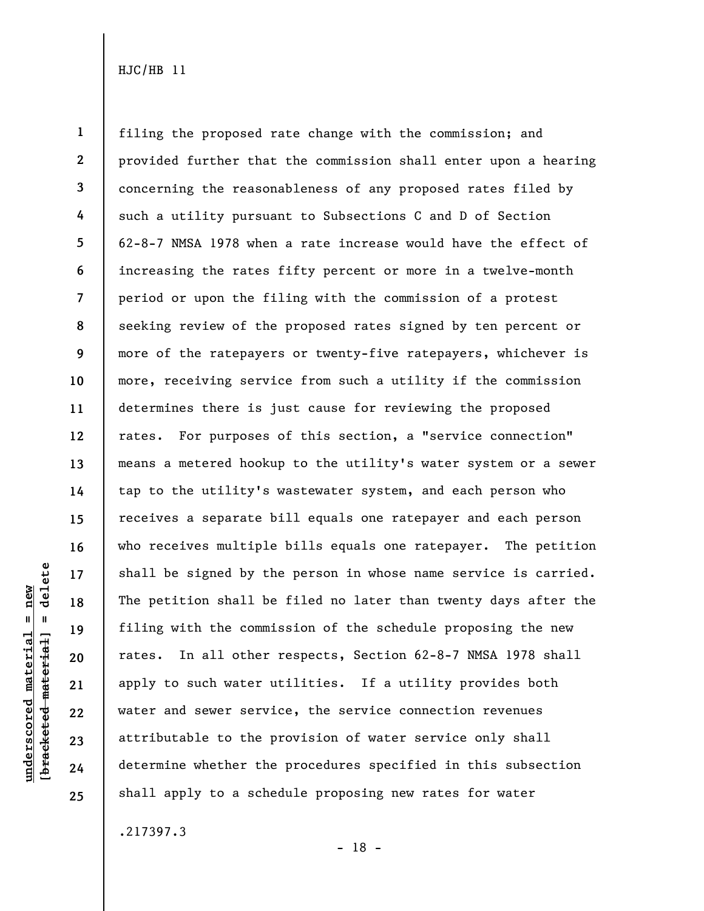filing the proposed rate change with the commission; and provided further that the commission shall enter upon a hearing concerning the reasonableness of any proposed rates filed by such a utility pursuant to Subsections C and D of Section 62-8-7 NMSA 1978 when a rate increase would have the effect of increasing the rates fifty percent or more in a twelve-month period or upon the filing with the commission of a protest seeking review of the proposed rates signed by ten percent or more of the ratepayers or twenty-five ratepayers, whichever is more, receiving service from such a utility if the commission determines there is just cause for reviewing the proposed rates. For purposes of this section, a "service connection" means a metered hookup to the utility's water system or a sewer tap to the utility's wastewater system, and each person who receives a separate bill equals one ratepayer and each person who receives multiple bills equals one ratepayer. The petition shall be signed by the person in whose name service is carried. The petition shall be filed no later than twenty days after the filing with the commission of the schedule proposing the new rates. In all other respects, Section 62-8-7 NMSA 1978 shall apply to such water utilities. If a utility provides both water and sewer service, the service connection revenues attributable to the provision of water service only shall determine whether the procedures specified in this subsection shall apply to a schedule proposing new rates for water

.217397.3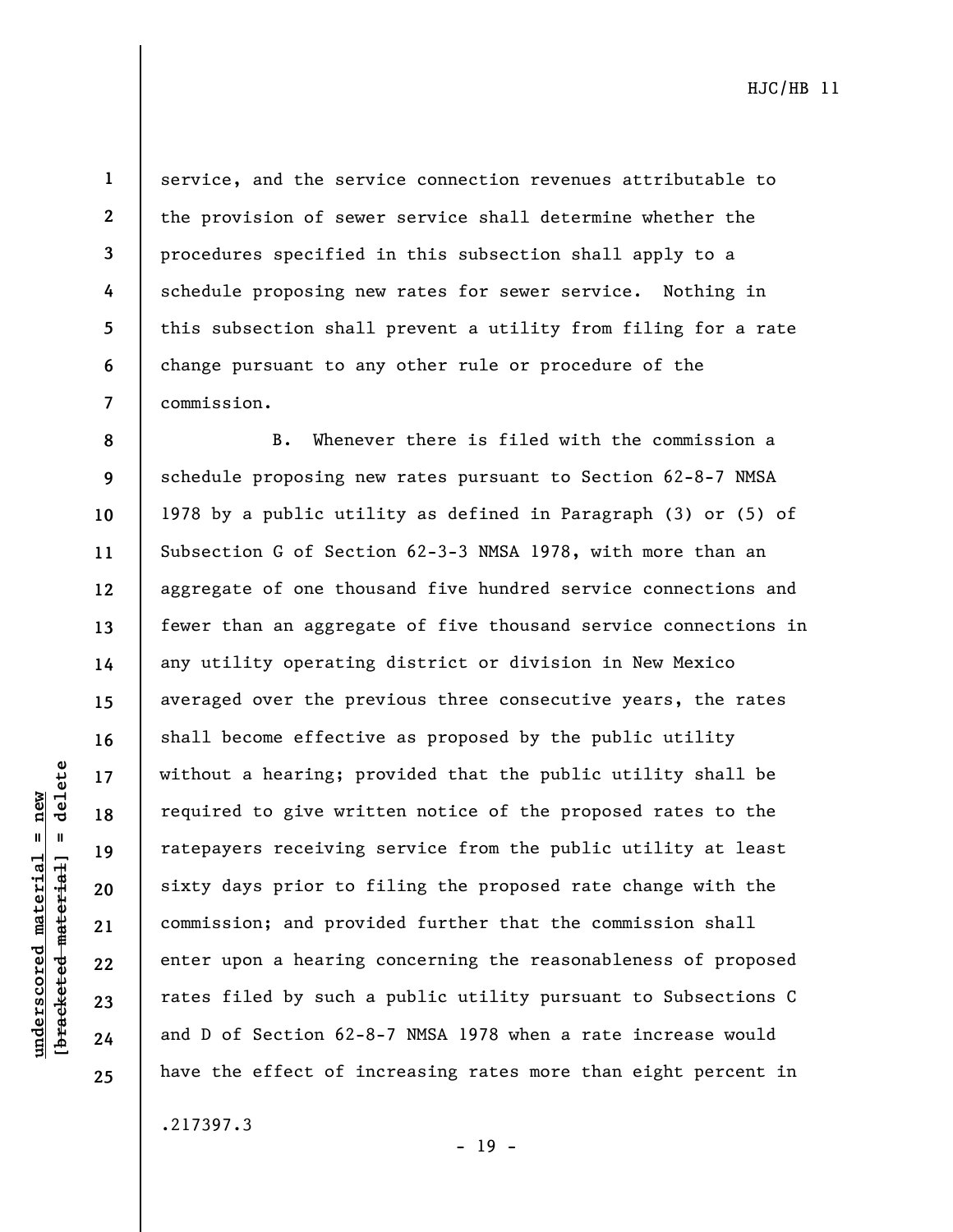service, and the service connection revenues attributable to the provision of sewer service shall determine whether the procedures specified in this subsection shall apply to a schedule proposing new rates for sewer service. Nothing in this subsection shall prevent a utility from filing for a rate change pursuant to any other rule or procedure of the commission.

B. Whenever there is filed with the commission a schedule proposing new rates pursuant to Section 62-8-7 NMSA 1978 by a public utility as defined in Paragraph (3) or (5) of Subsection G of Section 62-3-3 NMSA 1978, with more than an aggregate of one thousand five hundred service connections and fewer than an aggregate of five thousand service connections in any utility operating district or division in New Mexico averaged over the previous three consecutive years, the rates shall become effective as proposed by the public utility without a hearing; provided that the public utility shall be required to give written notice of the proposed rates to the ratepayers receiving service from the public utility at least sixty days prior to filing the proposed rate change with the commission; and provided further that the commission shall enter upon a hearing concerning the reasonableness of proposed rates filed by such a public utility pursuant to Subsections C and D of Section 62-8-7 NMSA 1978 when a rate increase would have the effect of increasing rates more than eight percent in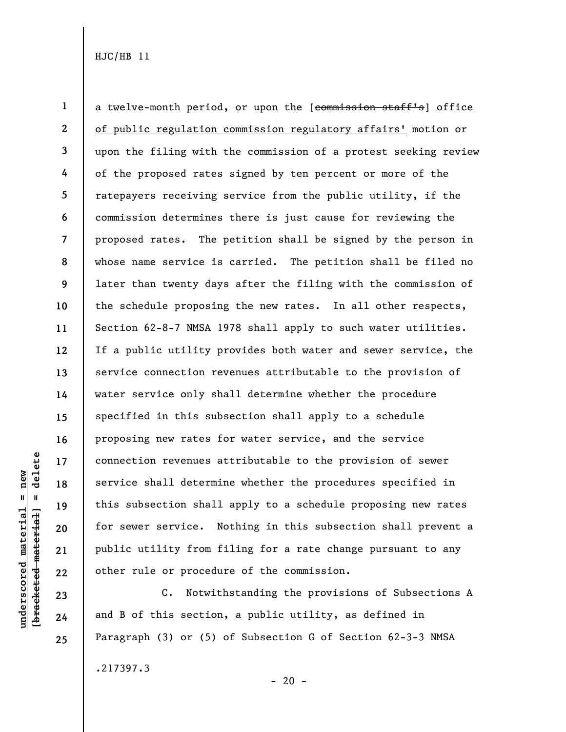a twelve-month period, or upon the [~~commission staff's~~] office of public regulation commission regulatory affairs' motion or upon the filing with the commission of a protest seeking review of the proposed rates signed by ten percent or more of the ratepayers receiving service from the public utility, if the commission determines there is just cause for reviewing the proposed rates. The petition shall be signed by the person in whose name service is carried. The petition shall be filed no later than twenty days after the filing with the commission of the schedule proposing the new rates. In all other respects, Section 62-8-7 NMSA 1978 shall apply to such water utilities. If a public utility provides both water and sewer service, the service connection revenues attributable to the provision of water service only shall determine whether the procedure specified in this subsection shall apply to a schedule proposing new rates for water service, and the service connection revenues attributable to the provision of sewer service shall determine whether the procedures specified in this subsection shall apply to a schedule proposing new rates for sewer service. Nothing in this subsection shall prevent a public utility from filing for a rate change pursuant to any other rule or procedure of the commission.

C. Notwithstanding the provisions of Subsections A and B of this section, a public utility, as defined in Paragraph (3) or (5) of Subsection G of Section 62-3-3 NMSA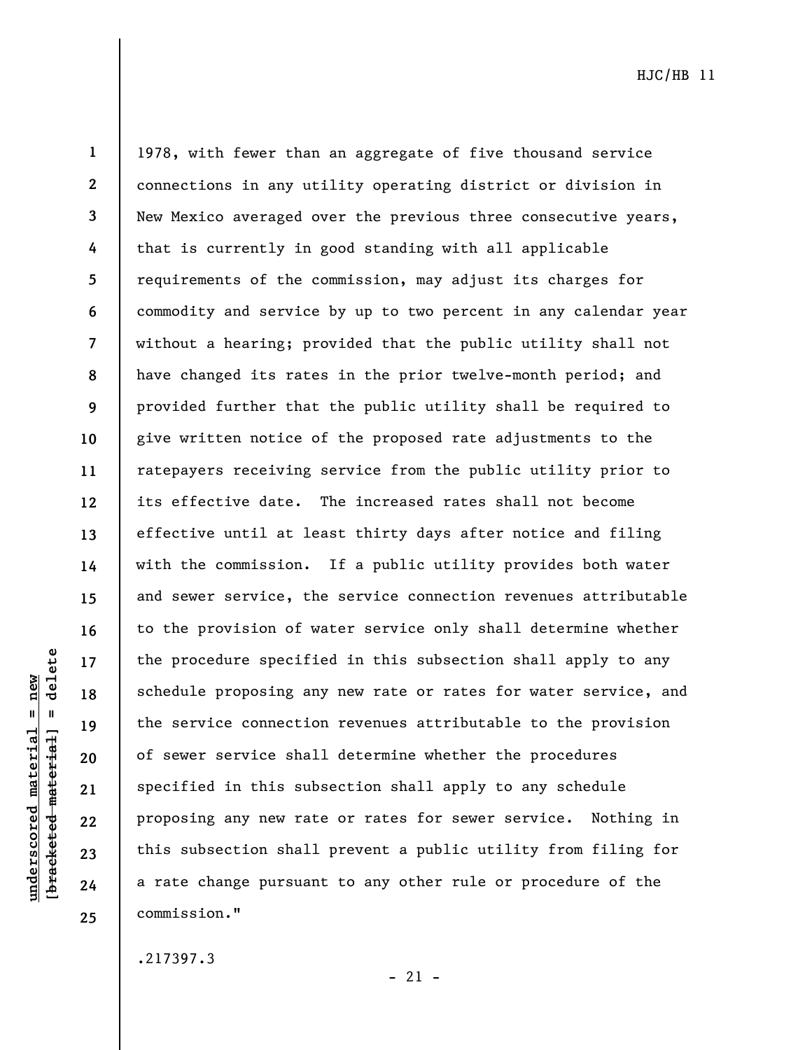1978, with fewer than an aggregate of five thousand service connections in any utility operating district or division in New Mexico averaged over the previous three consecutive years, that is currently in good standing with all applicable requirements of the commission, may adjust its charges for commodity and service by up to two percent in any calendar year without a hearing; provided that the public utility shall not have changed its rates in the prior twelve-month period; and provided further that the public utility shall be required to give written notice of the proposed rate adjustments to the ratepayers receiving service from the public utility prior to its effective date. The increased rates shall not become effective until at least thirty days after notice and filing with the commission. If a public utility provides both water and sewer service, the service connection revenues attributable to the provision of water service only shall determine whether the procedure specified in this subsection shall apply to any schedule proposing any new rate or rates for water service, and the service connection revenues attributable to the provision of sewer service shall determine whether the procedures specified in this subsection shall apply to any schedule proposing any new rate or rates for sewer service. Nothing in this subsection shall prevent a public utility from filing for a rate change pursuant to any other rule or procedure of the commission."

.217397.3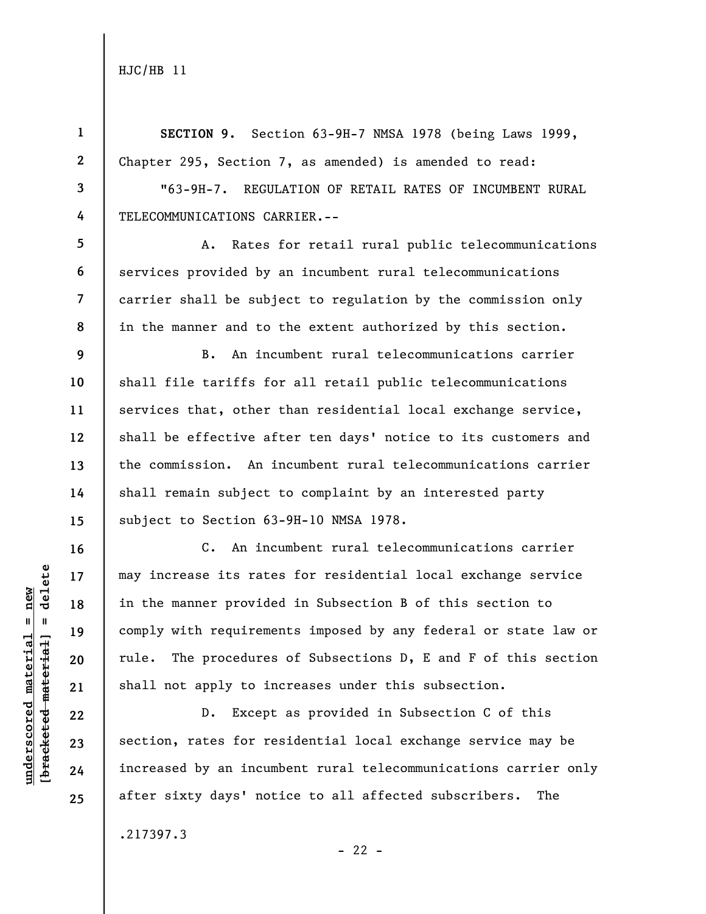**SECTION 9.** Section 63-9H-7 NMSA 1978 (being Laws 1999, Chapter 295, Section 7, as amended) is amended to read:

"63-9H-7. REGULATION OF RETAIL RATES OF INCUMBENT RURAL TELECOMMUNICATIONS CARRIER.--

A. Rates for retail rural public telecommunications services provided by an incumbent rural telecommunications carrier shall be subject to regulation by the commission only in the manner and to the extent authorized by this section.

B. An incumbent rural telecommunications carrier shall file tariffs for all retail public telecommunications services that, other than residential local exchange service, shall be effective after ten days' notice to its customers and the commission. An incumbent rural telecommunications carrier shall remain subject to complaint by an interested party subject to Section 63-9H-10 NMSA 1978.

C. An incumbent rural telecommunications carrier may increase its rates for residential local exchange service in the manner provided in Subsection B of this section to comply with requirements imposed by any federal or state law or rule. The procedures of Subsections D, E and F of this section shall not apply to increases under this subsection.

D. Except as provided in Subsection C of this section, rates for residential local exchange service may be increased by an incumbent rural telecommunications carrier only after sixty days' notice to all affected subscribers. The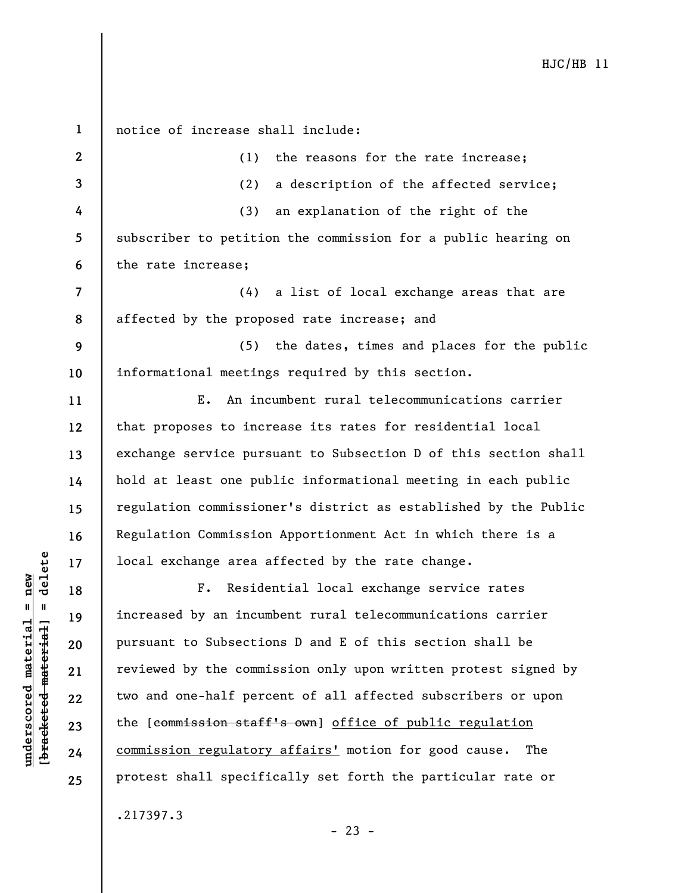notice of increase shall include:

(1) the reasons for the rate increase;

(2) a description of the affected service;

(3) an explanation of the right of the subscriber to petition the commission for a public hearing on the rate increase;

(4) a list of local exchange areas that are affected by the proposed rate increase; and

(5) the dates, times and places for the public informational meetings required by this section.

E. An incumbent rural telecommunications carrier that proposes to increase its rates for residential local exchange service pursuant to Subsection D of this section shall hold at least one public informational meeting in each public regulation commissioner's district as established by the Public Regulation Commission Apportionment Act in which there is a local exchange area affected by the rate change.

F. Residential local exchange service rates increased by an incumbent rural telecommunications carrier pursuant to Subsections D and E of this section shall be reviewed by the commission only upon written protest signed by two and one-half percent of all affected subscribers or upon the [~~commission staff's own~~] <u>office of public regulation commission regulatory affairs'</u> motion for good cause. The protest shall specifically set forth the particular rate or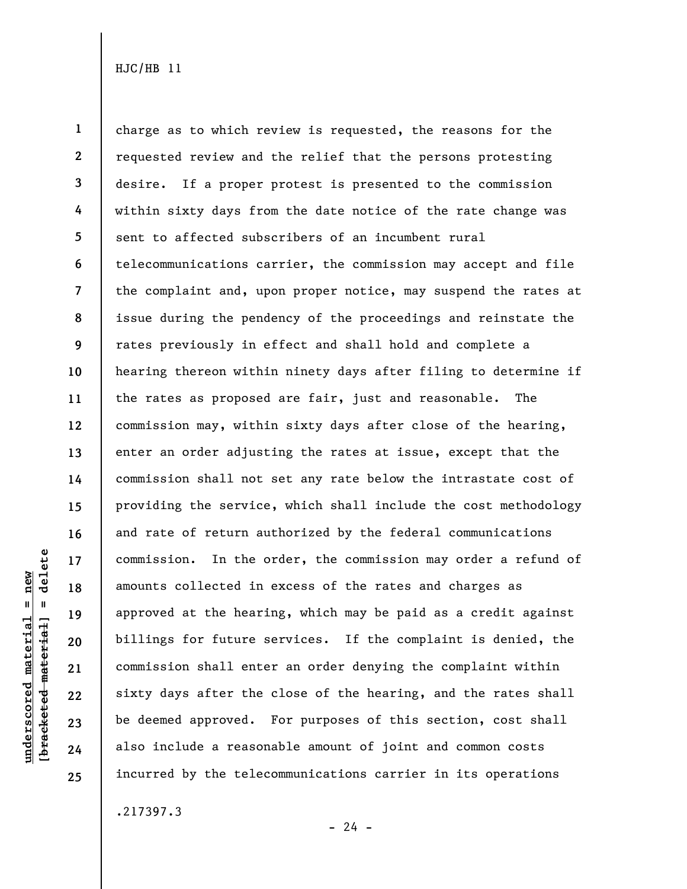charge as to which review is requested, the reasons for the requested review and the relief that the persons protesting desire. If a proper protest is presented to the commission within sixty days from the date notice of the rate change was sent to affected subscribers of an incumbent rural telecommunications carrier, the commission may accept and file the complaint and, upon proper notice, may suspend the rates at issue during the pendency of the proceedings and reinstate the rates previously in effect and shall hold and complete a hearing thereon within ninety days after filing to determine if the rates as proposed are fair, just and reasonable. The commission may, within sixty days after close of the hearing, enter an order adjusting the rates at issue, except that the commission shall not set any rate below the intrastate cost of providing the service, which shall include the cost methodology and rate of return authorized by the federal communications commission. In the order, the commission may order a refund of amounts collected in excess of the rates and charges as approved at the hearing, which may be paid as a credit against billings for future services. If the complaint is denied, the commission shall enter an order denying the complaint within sixty days after the close of the hearing, and the rates shall be deemed approved. For purposes of this section, cost shall also include a reasonable amount of joint and common costs incurred by the telecommunications carrier in its operations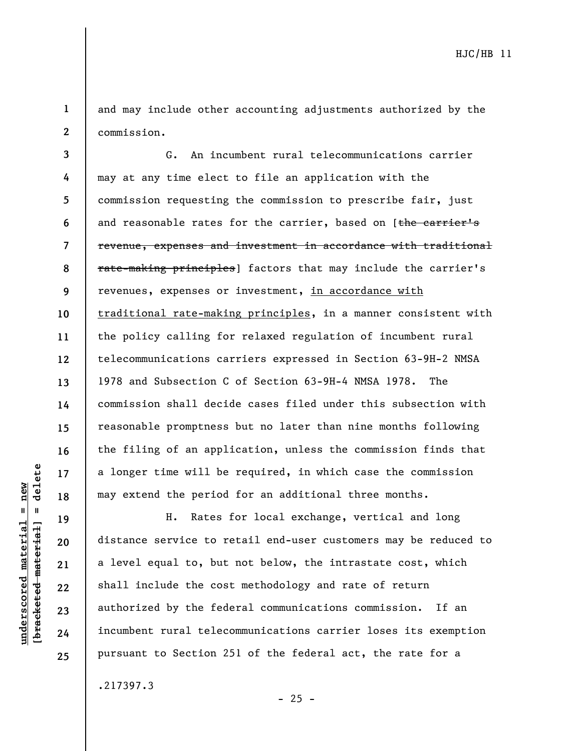and may include other accounting adjustments authorized by the commission.

G. An incumbent rural telecommunications carrier may at any time elect to file an application with the commission requesting the commission to prescribe fair, just and reasonable rates for the carrier, based on [~~the carrier's revenue, expenses and investment in accordance with traditional rate-making principles~~] factors that may include the carrier's revenues, expenses or investment, <u>in accordance with traditional rate-making principles</u>, in a manner consistent with the policy calling for relaxed regulation of incumbent rural telecommunications carriers expressed in Section 63-9H-2 NMSA 1978 and Subsection C of Section 63-9H-4 NMSA 1978. The commission shall decide cases filed under this subsection with reasonable promptness but no later than nine months following the filing of an application, unless the commission finds that a longer time will be required, in which case the commission may extend the period for an additional three months.

H. Rates for local exchange, vertical and long distance service to retail end-user customers may be reduced to a level equal to, but not below, the intrastate cost, which shall include the cost methodology and rate of return authorized by the federal communications commission. If an incumbent rural telecommunications carrier loses its exemption pursuant to Section 251 of the federal act, the rate for a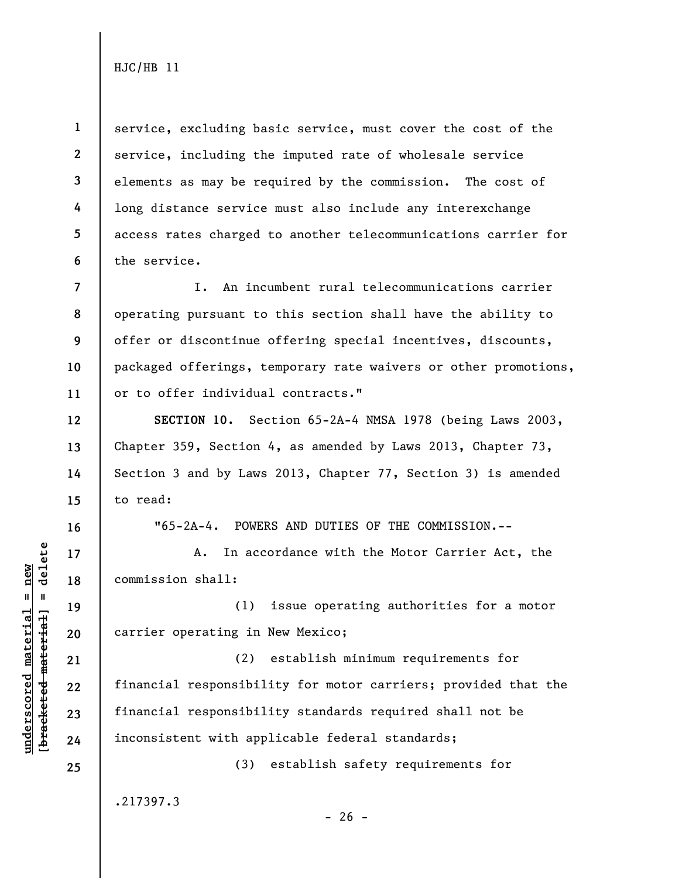service, excluding basic service, must cover the cost of the service, including the imputed rate of wholesale service elements as may be required by the commission. The cost of long distance service must also include any interexchange access rates charged to another telecommunications carrier for the service.

I. An incumbent rural telecommunications carrier operating pursuant to this section shall have the ability to offer or discontinue offering special incentives, discounts, packaged offerings, temporary rate waivers or other promotions, or to offer individual contracts."

**SECTION 10.** Section 65-2A-4 NMSA 1978 (being Laws 2003, Chapter 359, Section 4, as amended by Laws 2013, Chapter 73, Section 3 and by Laws 2013, Chapter 77, Section 3) is amended to read:

"65-2A-4. POWERS AND DUTIES OF THE COMMISSION.--

A. In accordance with the Motor Carrier Act, the commission shall:

(1) issue operating authorities for a motor carrier operating in New Mexico;

(2) establish minimum requirements for financial responsibility for motor carriers; provided that the financial responsibility standards required shall not be inconsistent with applicable federal standards;

(3) establish safety requirements for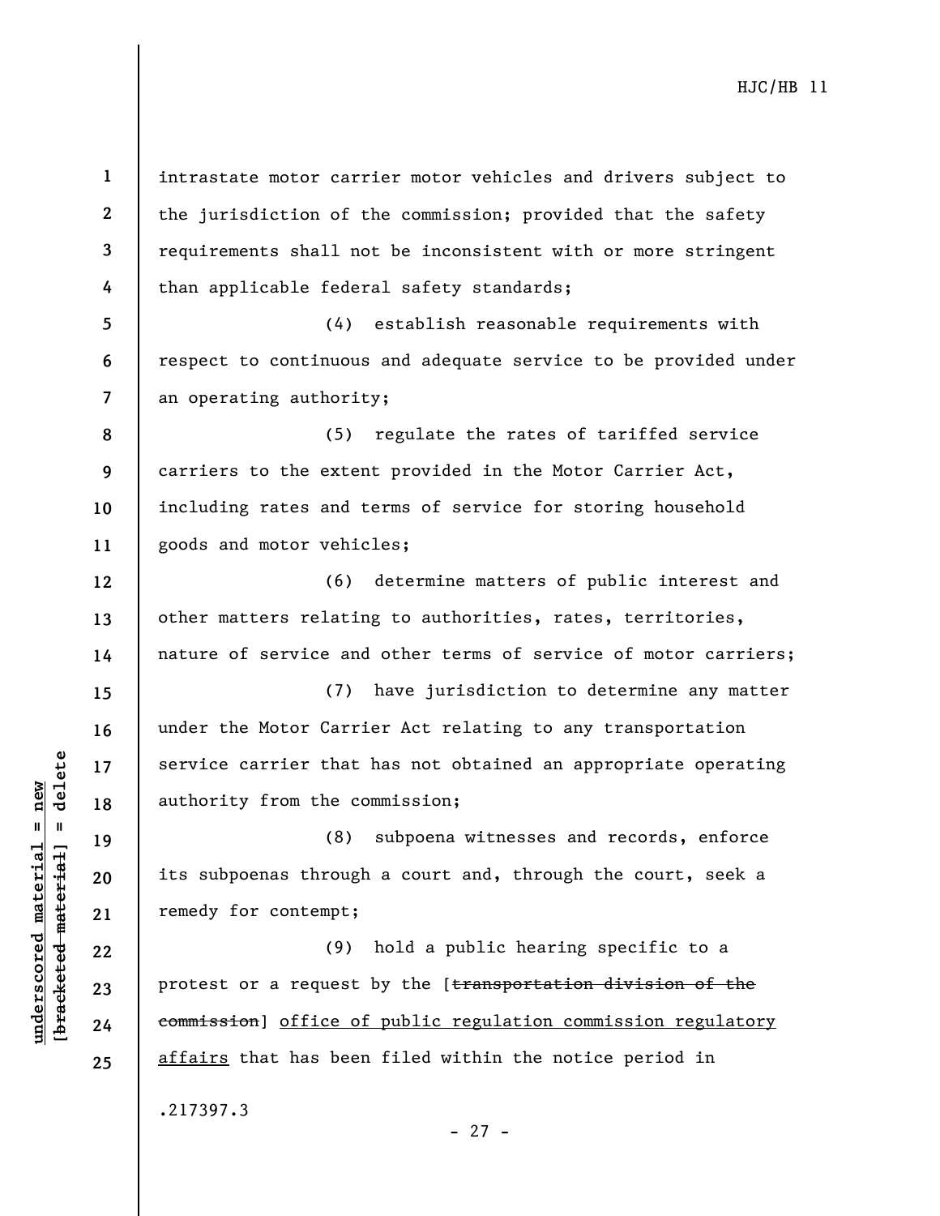intrastate motor carrier motor vehicles and drivers subject to the jurisdiction of the commission; provided that the safety requirements shall not be inconsistent with or more stringent than applicable federal safety standards;

(4) establish reasonable requirements with respect to continuous and adequate service to be provided under an operating authority;

(5) regulate the rates of tariffed service carriers to the extent provided in the Motor Carrier Act, including rates and terms of service for storing household goods and motor vehicles;

(6) determine matters of public interest and other matters relating to authorities, rates, territories, nature of service and other terms of service of motor carriers;

(7) have jurisdiction to determine any matter under the Motor Carrier Act relating to any transportation service carrier that has not obtained an appropriate operating authority from the commission;

(8) subpoena witnesses and records, enforce its subpoenas through a court and, through the court, seek a remedy for contempt;

(9) hold a public hearing specific to a protest or a request by the [~~transportation division of the commission~~] <u>office of public regulation commission regulatory affairs</u> that has been filed within the notice period in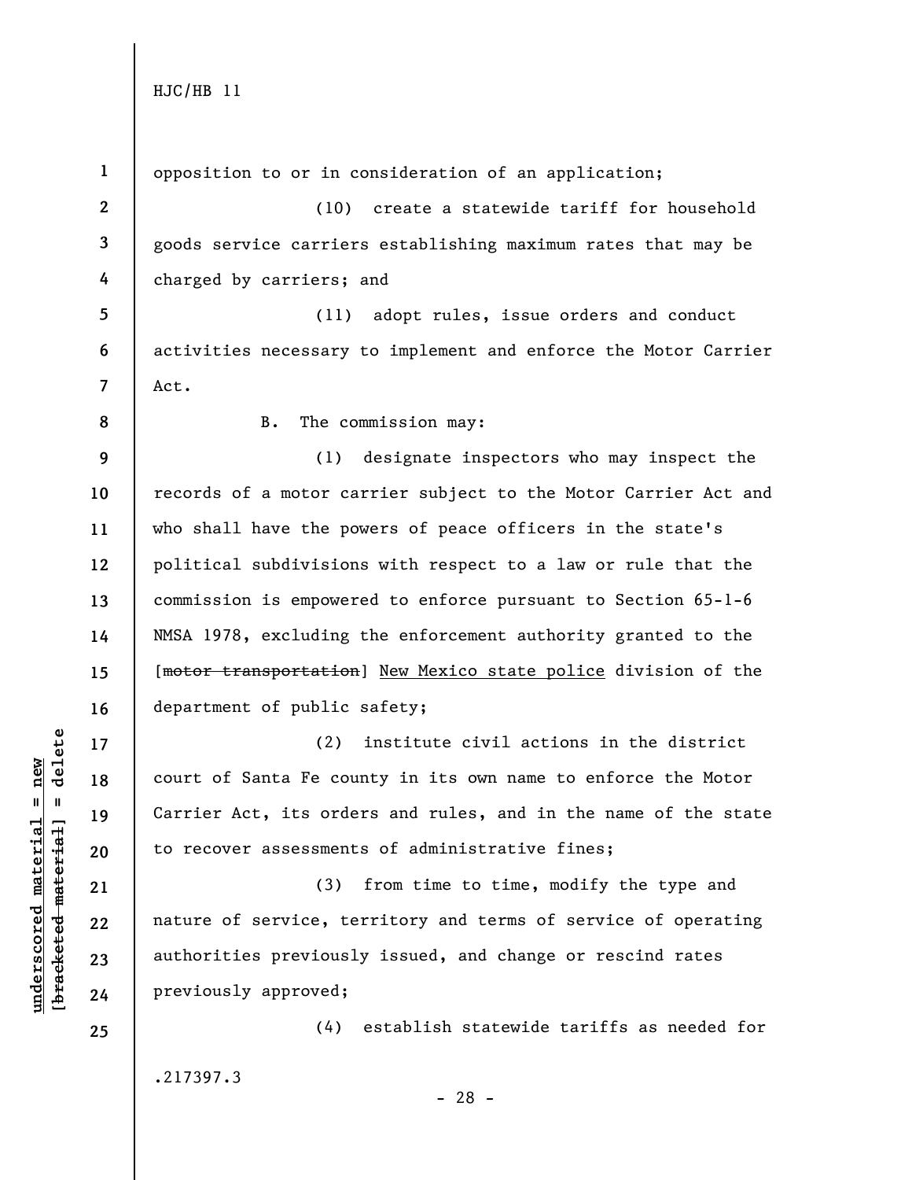opposition to or in consideration of an application;

(10) create a statewide tariff for household goods service carriers establishing maximum rates that may be charged by carriers; and

(11) adopt rules, issue orders and conduct activities necessary to implement and enforce the Motor Carrier Act.

B. The commission may:

(1) designate inspectors who may inspect the records of a motor carrier subject to the Motor Carrier Act and who shall have the powers of peace officers in the state's political subdivisions with respect to a law or rule that the commission is empowered to enforce pursuant to Section 65-1-6 NMSA 1978, excluding the enforcement authority granted to the [~~motor transportation~~] New Mexico state police division of the department of public safety;

(2) institute civil actions in the district court of Santa Fe county in its own name to enforce the Motor Carrier Act, its orders and rules, and in the name of the state to recover assessments of administrative fines;

(3) from time to time, modify the type and nature of service, territory and terms of service of operating authorities previously issued, and change or rescind rates previously approved;

(4) establish statewide tariffs as needed for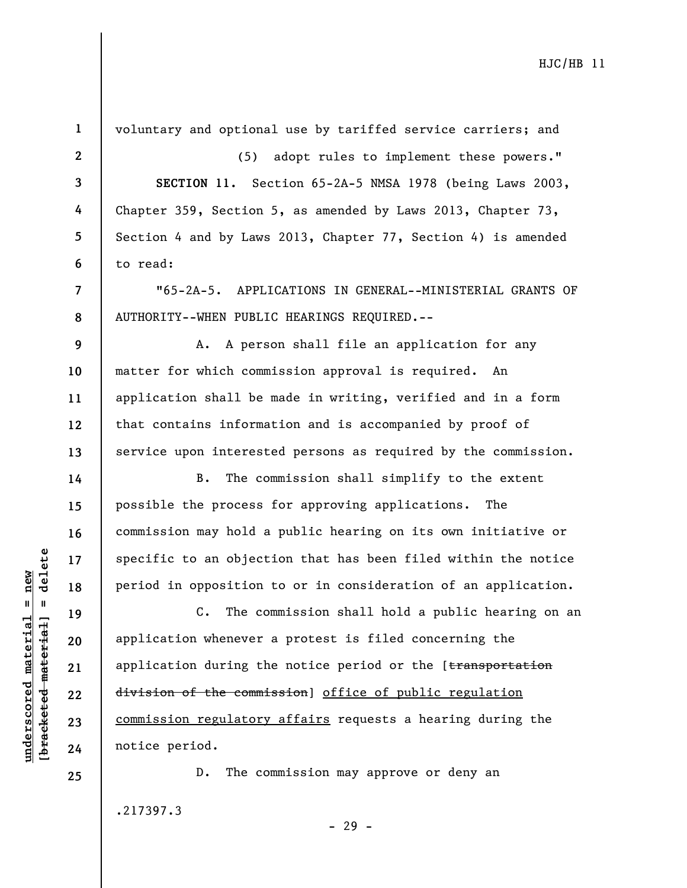voluntary and optional use by tariffed service carriers; and

(5) adopt rules to implement these powers."

**SECTION 11.** Section 65-2A-5 NMSA 1978 (being Laws 2003, Chapter 359, Section 5, as amended by Laws 2013, Chapter 73, Section 4 and by Laws 2013, Chapter 77, Section 4) is amended to read:

"65-2A-5. APPLICATIONS IN GENERAL--MINISTERIAL GRANTS OF AUTHORITY--WHEN PUBLIC HEARINGS REQUIRED.--

A. A person shall file an application for any matter for which commission approval is required. An application shall be made in writing, verified and in a form that contains information and is accompanied by proof of service upon interested persons as required by the commission.

B. The commission shall simplify to the extent possible the process for approving applications. The commission may hold a public hearing on its own initiative or specific to an objection that has been filed within the notice period in opposition to or in consideration of an application.

C. The commission shall hold a public hearing on an application whenever a protest is filed concerning the application during the notice period or the [~~transportation division of the commission~~] <u>office of public regulation commission regulatory affairs</u> requests a hearing during the notice period.

D. The commission may approve or deny an

.217397.3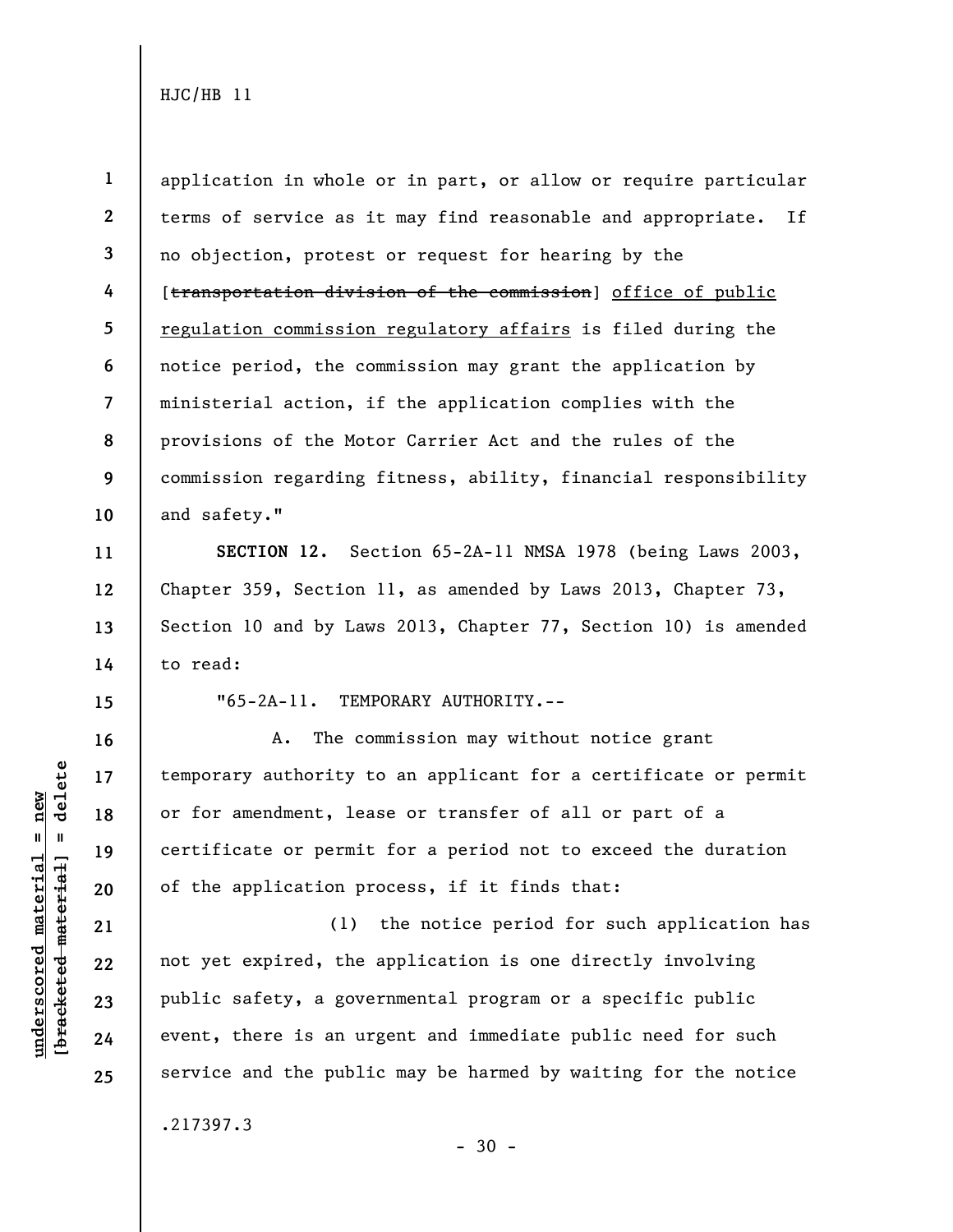application in whole or in part, or allow or require particular terms of service as it may find reasonable and appropriate. If no objection, protest or request for hearing by the [~~transportation division of the commission~~] <u>office of public regulation commission regulatory affairs</u> is filed during the notice period, the commission may grant the application by ministerial action, if the application complies with the provisions of the Motor Carrier Act and the rules of the commission regarding fitness, ability, financial responsibility and safety."

**SECTION 12.** Section 65-2A-11 NMSA 1978 (being Laws 2003, Chapter 359, Section 11, as amended by Laws 2013, Chapter 73, Section 10 and by Laws 2013, Chapter 77, Section 10) is amended to read:

"65-2A-11. TEMPORARY AUTHORITY.--

A. The commission may without notice grant temporary authority to an applicant for a certificate or permit or for amendment, lease or transfer of all or part of a certificate or permit for a period not to exceed the duration of the application process, if it finds that:

(1) the notice period for such application has not yet expired, the application is one directly involving public safety, a governmental program or a specific public event, there is an urgent and immediate public need for such service and the public may be harmed by waiting for the notice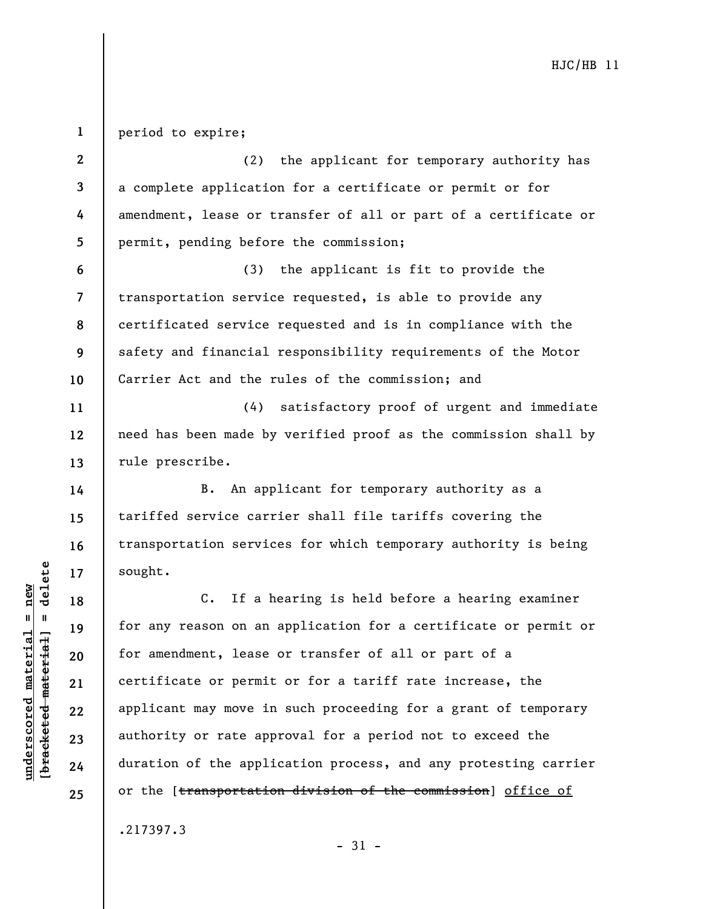period to expire;

(2) the applicant for temporary authority has a complete application for a certificate or permit or for amendment, lease or transfer of all or part of a certificate or permit, pending before the commission;

(3) the applicant is fit to provide the transportation service requested, is able to provide any certificated service requested and is in compliance with the safety and financial responsibility requirements of the Motor Carrier Act and the rules of the commission; and

(4) satisfactory proof of urgent and immediate need has been made by verified proof as the commission shall by rule prescribe.

B. An applicant for temporary authority as a tariffed service carrier shall file tariffs covering the transportation services for which temporary authority is being sought.

C. If a hearing is held before a hearing examiner for any reason on an application for a certificate or permit or for amendment, lease or transfer of all or part of a certificate or permit or for a tariff rate increase, the applicant may move in such proceeding for a grant of temporary authority or rate approval for a period not to exceed the duration of the application process, and any protesting carrier or the [~~transportation division of the commission~~] <u>office of</u>

.217397.3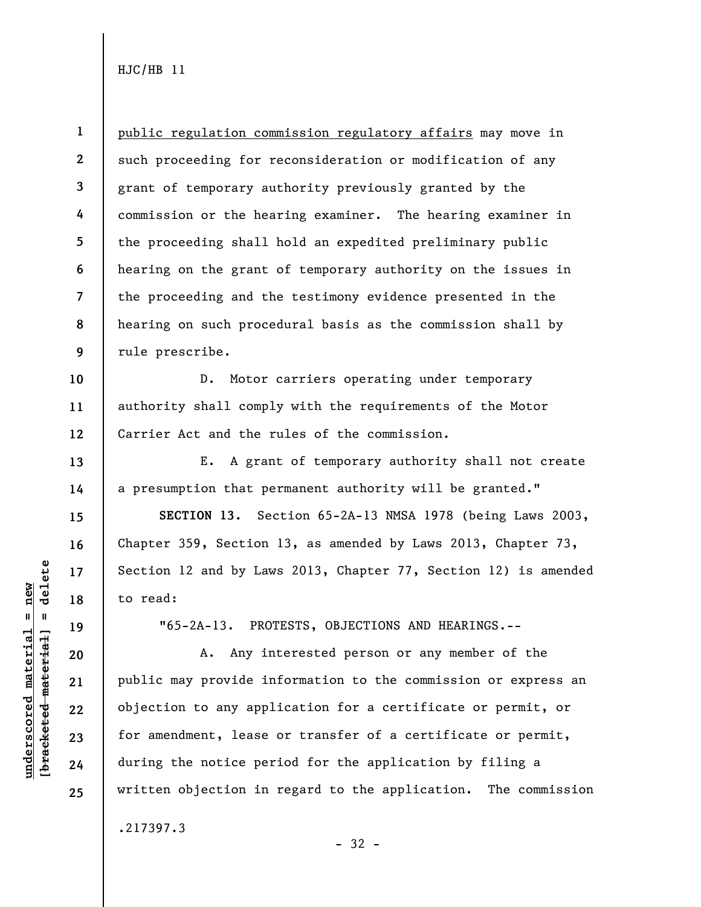public regulation commission regulatory affairs may move in such proceeding for reconsideration or modification of any grant of temporary authority previously granted by the commission or the hearing examiner. The hearing examiner in the proceeding shall hold an expedited preliminary public hearing on the grant of temporary authority on the issues in the proceeding and the testimony evidence presented in the hearing on such procedural basis as the commission shall by rule prescribe.

D. Motor carriers operating under temporary authority shall comply with the requirements of the Motor Carrier Act and the rules of the commission.

E. A grant of temporary authority shall not create a presumption that permanent authority will be granted."

**SECTION 13.** Section 65-2A-13 NMSA 1978 (being Laws 2003, Chapter 359, Section 13, as amended by Laws 2013, Chapter 73, Section 12 and by Laws 2013, Chapter 77, Section 12) is amended to read:

"65-2A-13. PROTESTS, OBJECTIONS AND HEARINGS.--

A. Any interested person or any member of the public may provide information to the commission or express an objection to any application for a certificate or permit, or for amendment, lease or transfer of a certificate or permit, during the notice period for the application by filing a written objection in regard to the application. The commission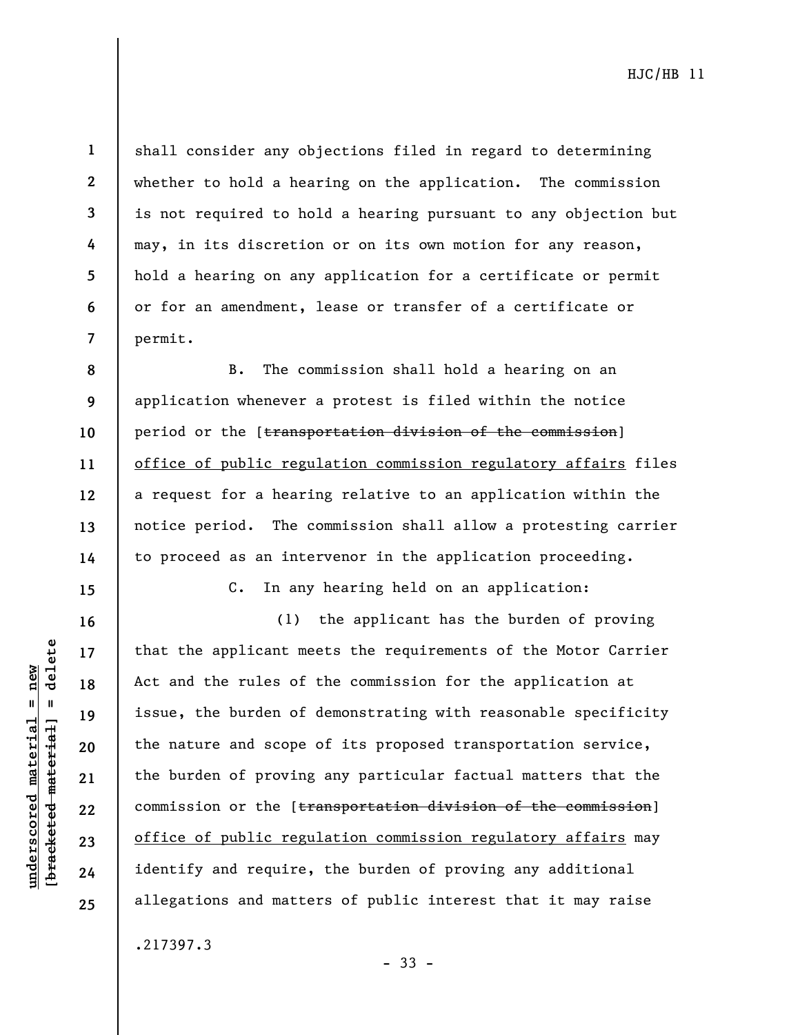shall consider any objections filed in regard to determining whether to hold a hearing on the application. The commission is not required to hold a hearing pursuant to any objection but may, in its discretion or on its own motion for any reason, hold a hearing on any application for a certificate or permit or for an amendment, lease or transfer of a certificate or permit.

B. The commission shall hold a hearing on an application whenever a protest is filed within the notice period or the [~~transportation division of the commission~~] <u>office of public regulation commission regulatory affairs</u> files a request for a hearing relative to an application within the notice period. The commission shall allow a protesting carrier to proceed as an intervenor in the application proceeding.

C. In any hearing held on an application:

(1) the applicant has the burden of proving that the applicant meets the requirements of the Motor Carrier Act and the rules of the commission for the application at issue, the burden of demonstrating with reasonable specificity the nature and scope of its proposed transportation service, the burden of proving any particular factual matters that the commission or the [~~transportation division of the commission~~] <u>office of public regulation commission regulatory affairs</u> may identify and require, the burden of proving any additional allegations and matters of public interest that it may raise

.217397.3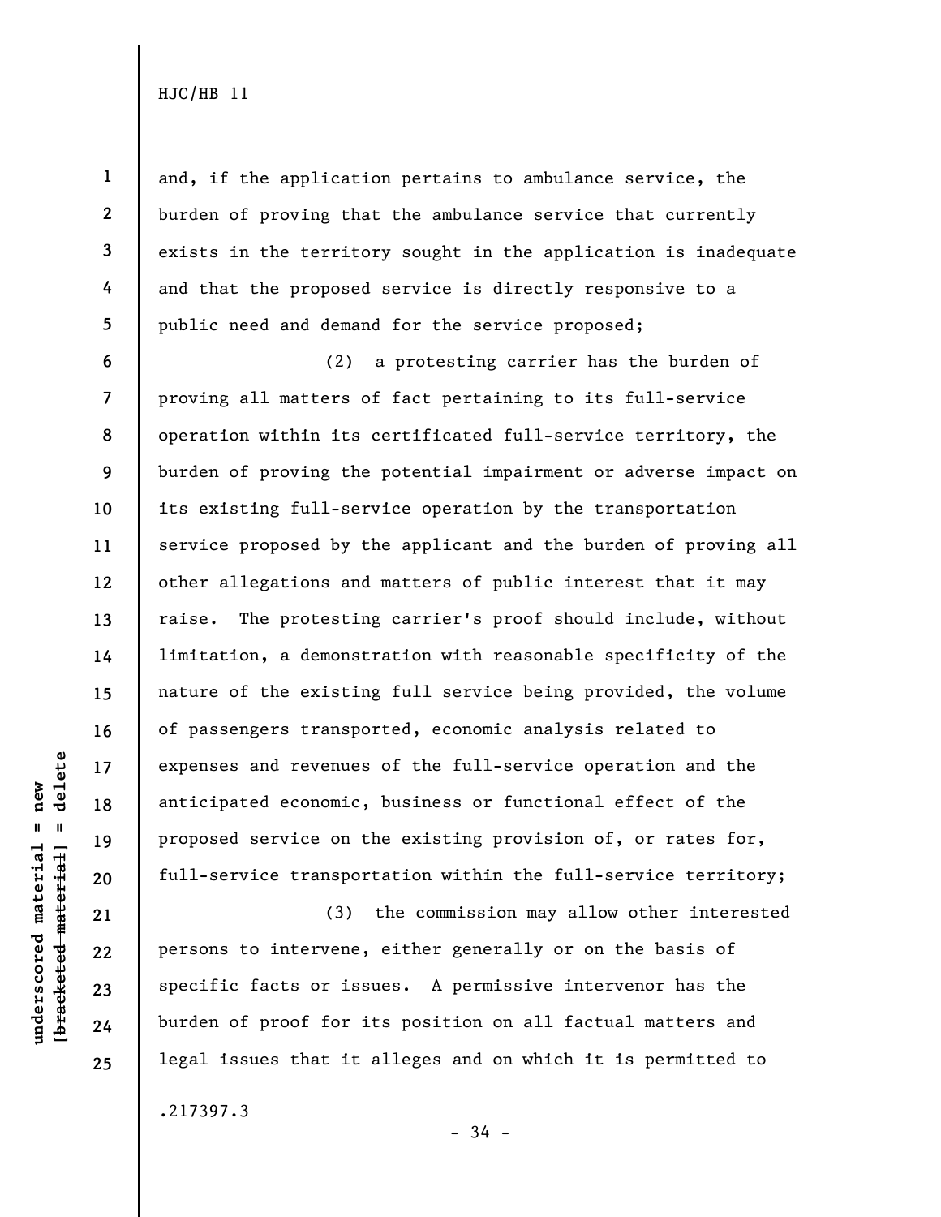and, if the application pertains to ambulance service, the burden of proving that the ambulance service that currently exists in the territory sought in the application is inadequate and that the proposed service is directly responsive to a public need and demand for the service proposed;

(2) a protesting carrier has the burden of proving all matters of fact pertaining to its full-service operation within its certificated full-service territory, the burden of proving the potential impairment or adverse impact on its existing full-service operation by the transportation service proposed by the applicant and the burden of proving all other allegations and matters of public interest that it may raise. The protesting carrier's proof should include, without limitation, a demonstration with reasonable specificity of the nature of the existing full service being provided, the volume of passengers transported, economic analysis related to expenses and revenues of the full-service operation and the anticipated economic, business or functional effect of the proposed service on the existing provision of, or rates for, full-service transportation within the full-service territory;

(3) the commission may allow other interested persons to intervene, either generally or on the basis of specific facts or issues. A permissive intervenor has the burden of proof for its position on all factual matters and legal issues that it alleges and on which it is permitted to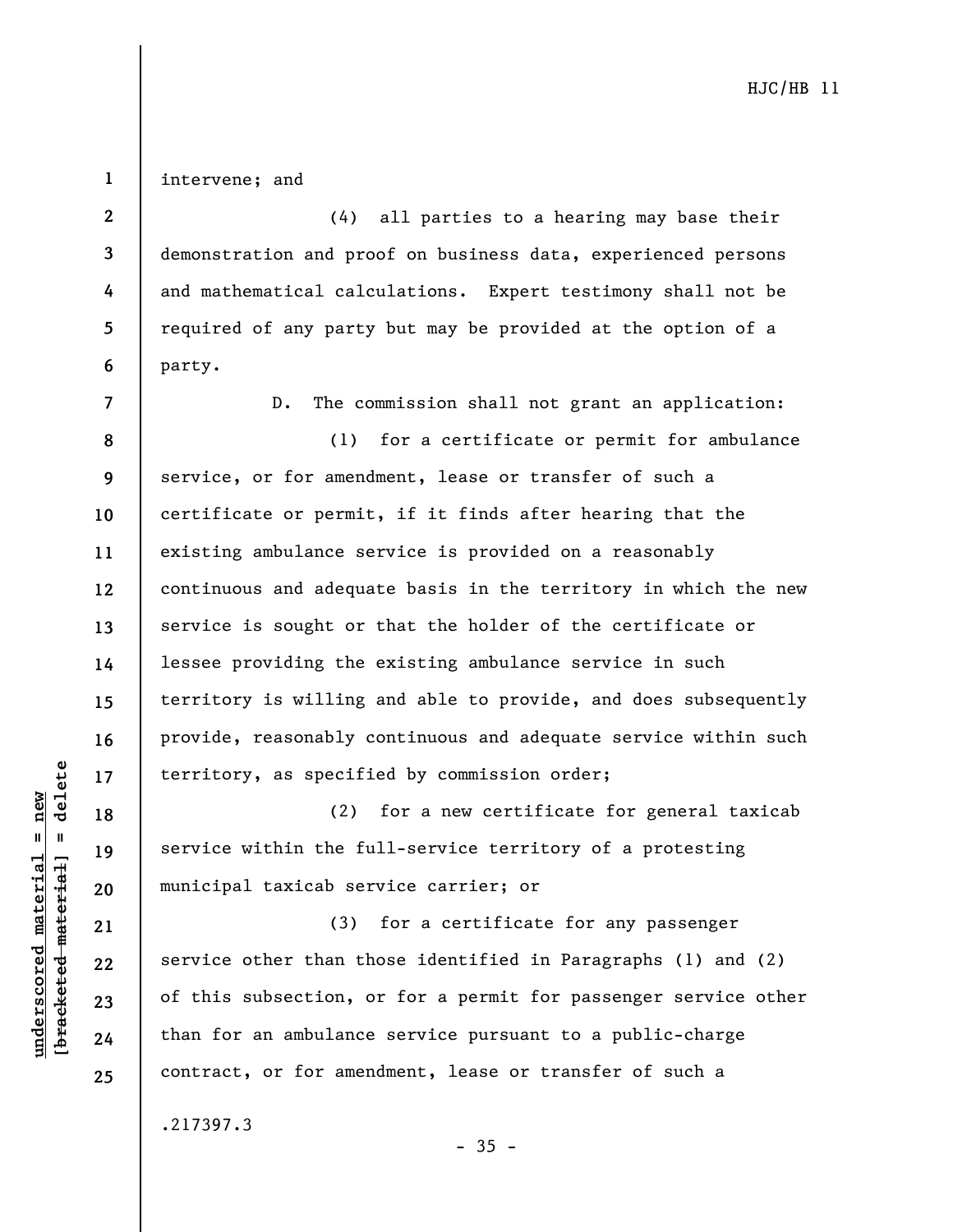intervene; and

(4) all parties to a hearing may base their demonstration and proof on business data, experienced persons and mathematical calculations. Expert testimony shall not be required of any party but may be provided at the option of a party.

D. The commission shall not grant an application:

(1) for a certificate or permit for ambulance service, or for amendment, lease or transfer of such a certificate or permit, if it finds after hearing that the existing ambulance service is provided on a reasonably continuous and adequate basis in the territory in which the new service is sought or that the holder of the certificate or lessee providing the existing ambulance service in such territory is willing and able to provide, and does subsequently provide, reasonably continuous and adequate service within such territory, as specified by commission order;

(2) for a new certificate for general taxicab service within the full-service territory of a protesting municipal taxicab service carrier; or

(3) for a certificate for any passenger service other than those identified in Paragraphs (1) and (2) of this subsection, or for a permit for passenger service other than for an ambulance service pursuant to a public-charge contract, or for amendment, lease or transfer of such a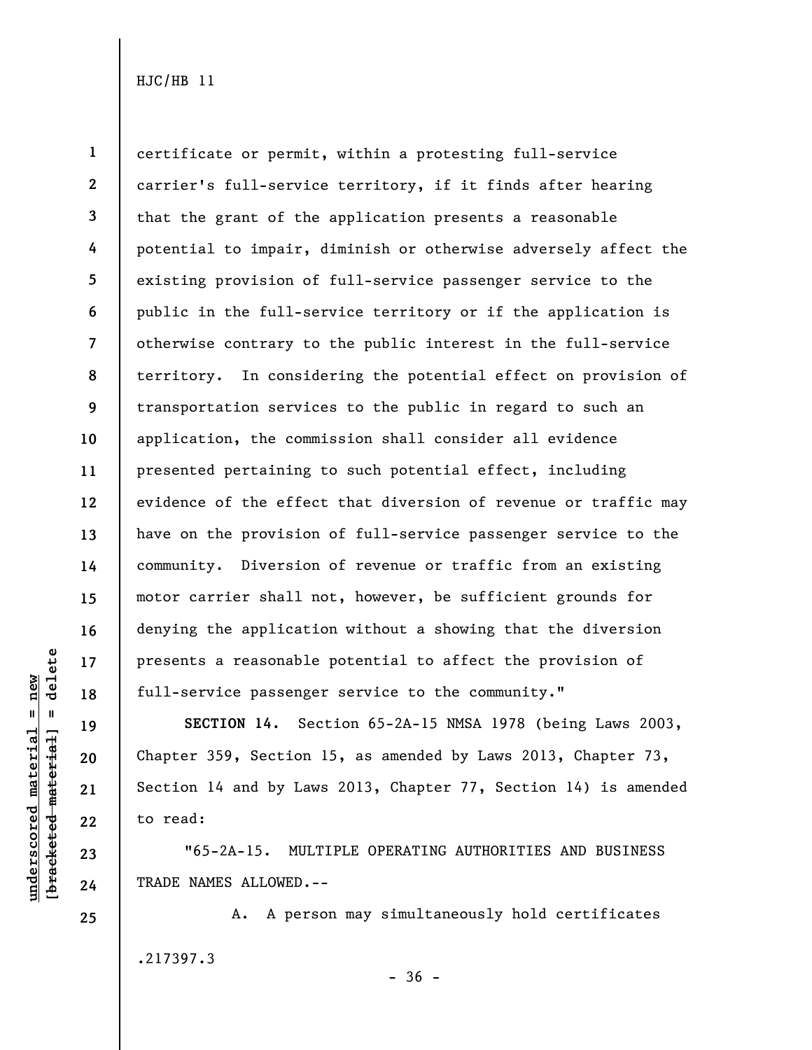certificate or permit, within a protesting full-service carrier's full-service territory, if it finds after hearing that the grant of the application presents a reasonable potential to impair, diminish or otherwise adversely affect the existing provision of full-service passenger service to the public in the full-service territory or if the application is otherwise contrary to the public interest in the full-service territory. In considering the potential effect on provision of transportation services to the public in regard to such an application, the commission shall consider all evidence presented pertaining to such potential effect, including evidence of the effect that diversion of revenue or traffic may have on the provision of full-service passenger service to the community. Diversion of revenue or traffic from an existing motor carrier shall not, however, be sufficient grounds for denying the application without a showing that the diversion presents a reasonable potential to affect the provision of full-service passenger service to the community."

**SECTION 14.** Section 65-2A-15 NMSA 1978 (being Laws 2003, Chapter 359, Section 15, as amended by Laws 2013, Chapter 73, Section 14 and by Laws 2013, Chapter 77, Section 14) is amended to read:

"65-2A-15. MULTIPLE OPERATING AUTHORITIES AND BUSINESS TRADE NAMES ALLOWED.--

A. A person may simultaneously hold certificates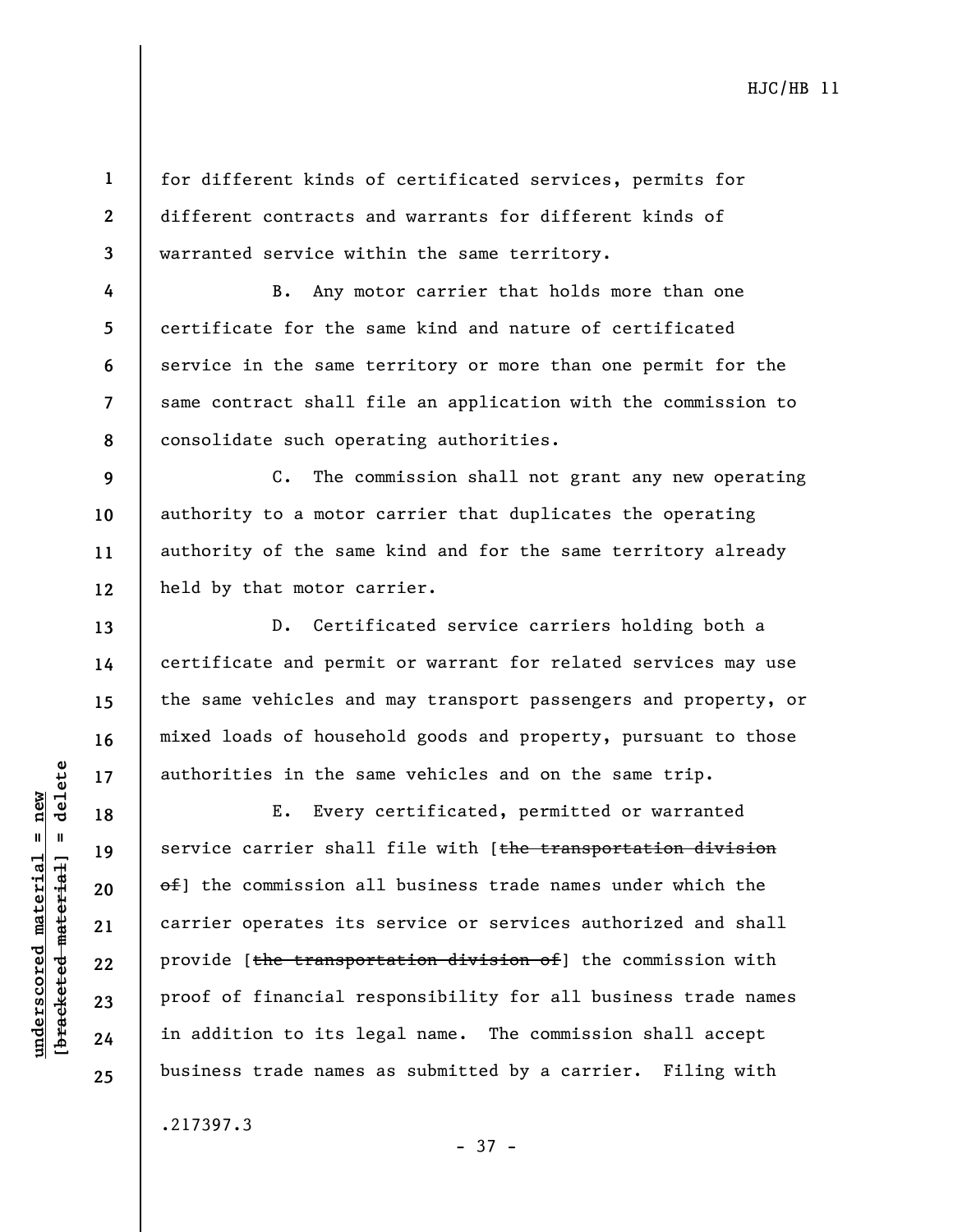for different kinds of certificated services, permits for different contracts and warrants for different kinds of warranted service within the same territory.

B. Any motor carrier that holds more than one certificate for the same kind and nature of certificated service in the same territory or more than one permit for the same contract shall file an application with the commission to consolidate such operating authorities.

C. The commission shall not grant any new operating authority to a motor carrier that duplicates the operating authority of the same kind and for the same territory already held by that motor carrier.

D. Certificated service carriers holding both a certificate and permit or warrant for related services may use the same vehicles and may transport passengers and property, or mixed loads of household goods and property, pursuant to those authorities in the same vehicles and on the same trip.

E. Every certificated, permitted or warranted service carrier shall file with [~~the transportation division of~~] the commission all business trade names under which the carrier operates its service or services authorized and shall provide [~~the transportation division of~~] the commission with proof of financial responsibility for all business trade names in addition to its legal name. The commission shall accept business trade names as submitted by a carrier. Filing with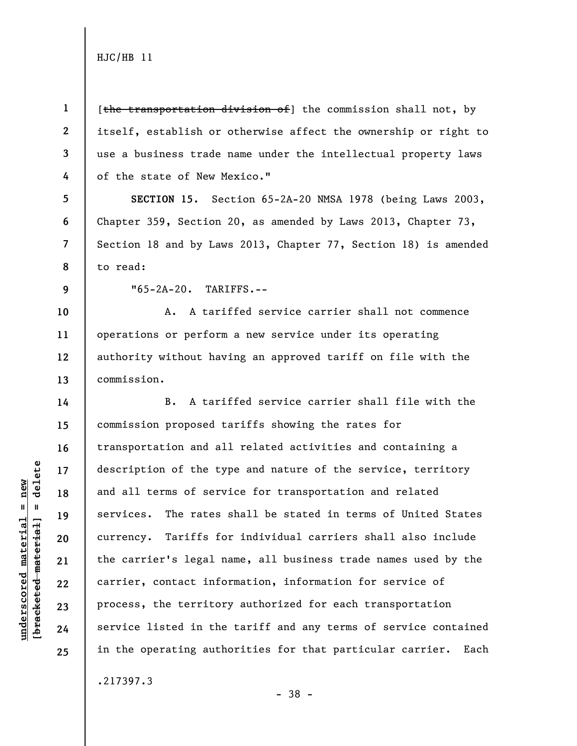[~~the transportation division of~~] the commission shall not, by itself, establish or otherwise affect the ownership or right to use a business trade name under the intellectual property laws of the state of New Mexico."

**SECTION 15.** Section 65-2A-20 NMSA 1978 (being Laws 2003, Chapter 359, Section 20, as amended by Laws 2013, Chapter 73, Section 18 and by Laws 2013, Chapter 77, Section 18) is amended to read:

"65-2A-20. TARIFFS.--

A. A tariffed service carrier shall not commence operations or perform a new service under its operating authority without having an approved tariff on file with the commission.

B. A tariffed service carrier shall file with the commission proposed tariffs showing the rates for transportation and all related activities and containing a description of the type and nature of the service, territory and all terms of service for transportation and related services. The rates shall be stated in terms of United States currency. Tariffs for individual carriers shall also include the carrier's legal name, all business trade names used by the carrier, contact information, information for service of process, the territory authorized for each transportation service listed in the tariff and any terms of service contained in the operating authorities for that particular carrier. Each

.217397.3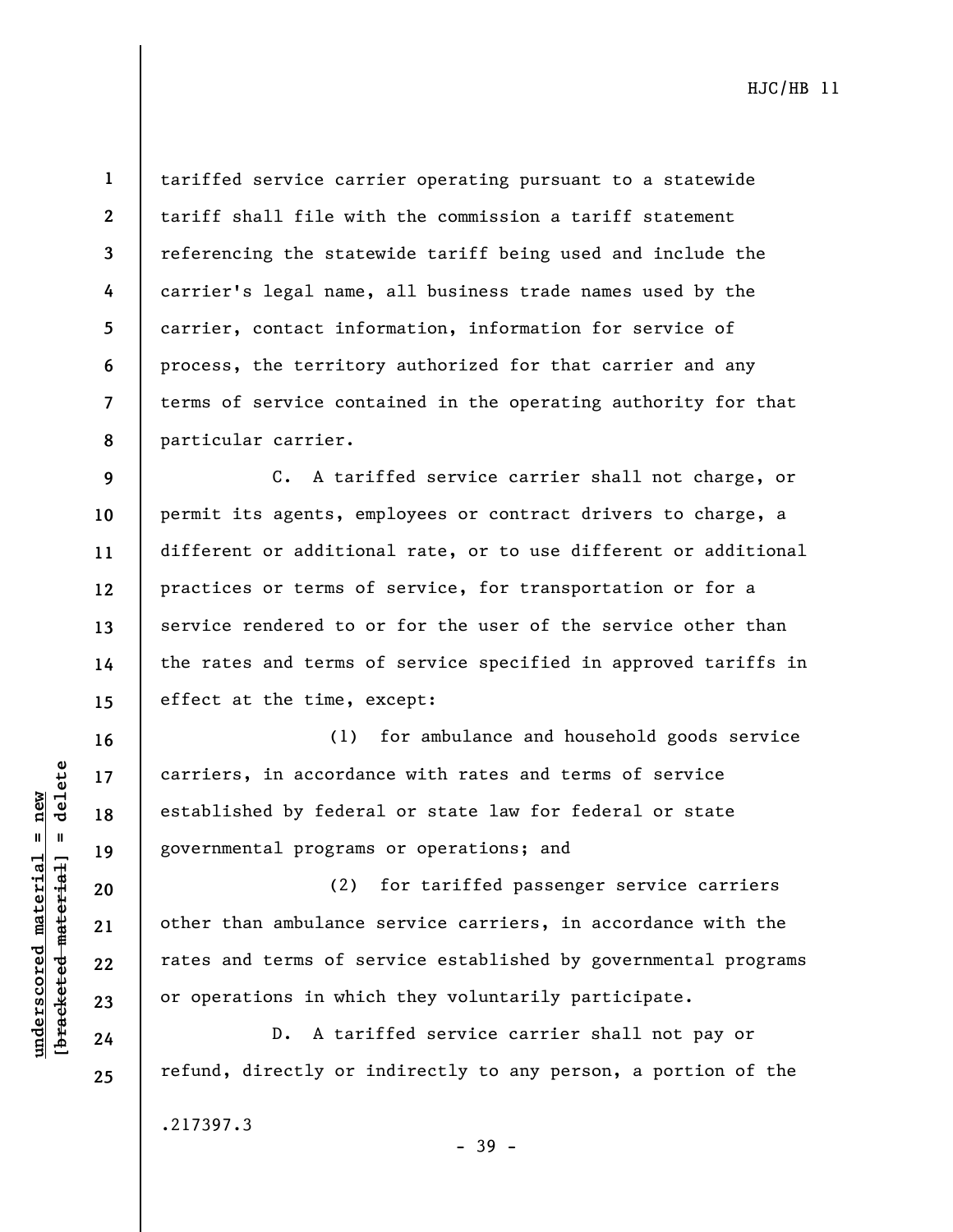tariffed service carrier operating pursuant to a statewide tariff shall file with the commission a tariff statement referencing the statewide tariff being used and include the carrier's legal name, all business trade names used by the carrier, contact information, information for service of process, the territory authorized for that carrier and any terms of service contained in the operating authority for that particular carrier.

C. A tariffed service carrier shall not charge, or permit its agents, employees or contract drivers to charge, a different or additional rate, or to use different or additional practices or terms of service, for transportation or for a service rendered to or for the user of the service other than the rates and terms of service specified in approved tariffs in effect at the time, except:

(1) for ambulance and household goods service carriers, in accordance with rates and terms of service established by federal or state law for federal or state governmental programs or operations; and

(2) for tariffed passenger service carriers other than ambulance service carriers, in accordance with the rates and terms of service established by governmental programs or operations in which they voluntarily participate.

D. A tariffed service carrier shall not pay or refund, directly or indirectly to any person, a portion of the

.217397.3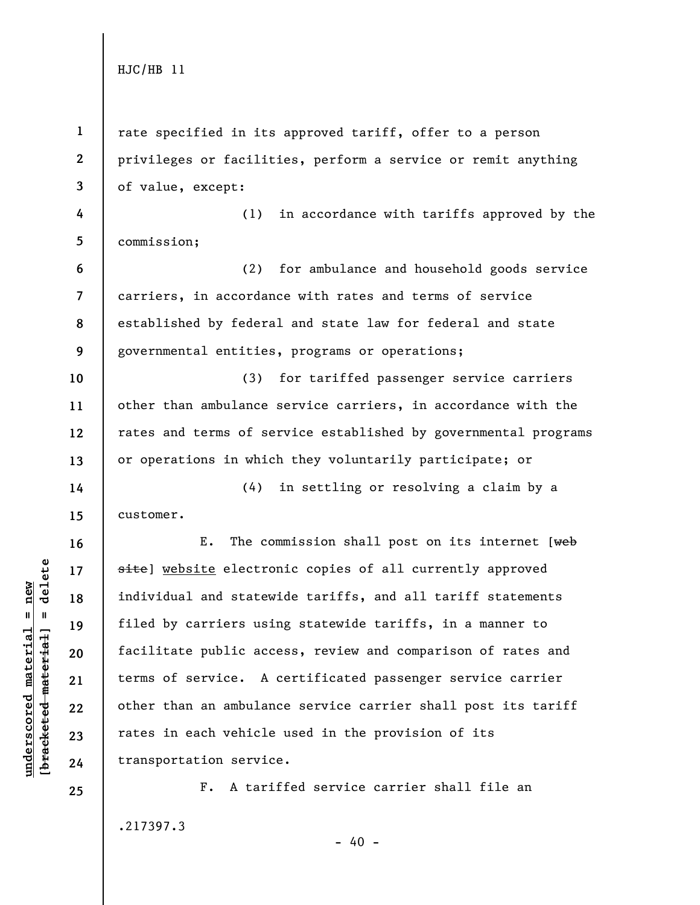rate specified in its approved tariff, offer to a person privileges or facilities, perform a service or remit anything of value, except:

(1) in accordance with tariffs approved by the commission;

(2) for ambulance and household goods service carriers, in accordance with rates and terms of service established by federal and state law for federal and state governmental entities, programs or operations;

(3) for tariffed passenger service carriers other than ambulance service carriers, in accordance with the rates and terms of service established by governmental programs or operations in which they voluntarily participate; or

(4) in settling or resolving a claim by a customer.

E. The commission shall post on its internet [~~web site~~] <u>website</u> electronic copies of all currently approved individual and statewide tariffs, and all tariff statements filed by carriers using statewide tariffs, in a manner to facilitate public access, review and comparison of rates and terms of service. A certificated passenger service carrier other than an ambulance service carrier shall post its tariff rates in each vehicle used in the provision of its transportation service.

F. A tariffed service carrier shall file an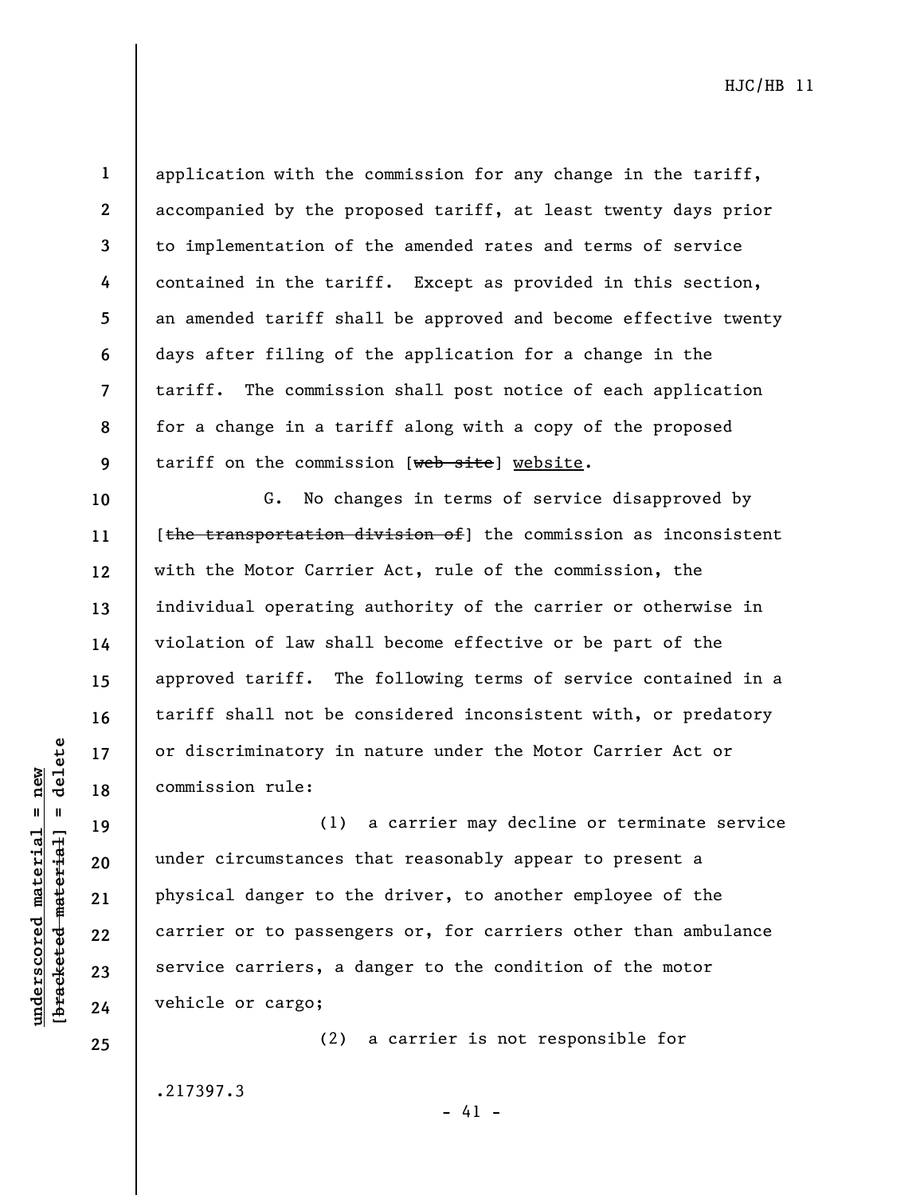application with the commission for any change in the tariff, accompanied by the proposed tariff, at least twenty days prior to implementation of the amended rates and terms of service contained in the tariff. Except as provided in this section, an amended tariff shall be approved and become effective twenty days after filing of the application for a change in the tariff. The commission shall post notice of each application for a change in a tariff along with a copy of the proposed tariff on the commission [~~web site~~] <u>website</u>.

G. No changes in terms of service disapproved by [~~the transportation division of~~] the commission as inconsistent with the Motor Carrier Act, rule of the commission, the individual operating authority of the carrier or otherwise in violation of law shall become effective or be part of the approved tariff. The following terms of service contained in a tariff shall not be considered inconsistent with, or predatory or discriminatory in nature under the Motor Carrier Act or commission rule:

(1) a carrier may decline or terminate service under circumstances that reasonably appear to present a physical danger to the driver, to another employee of the carrier or to passengers or, for carriers other than ambulance service carriers, a danger to the condition of the motor vehicle or cargo;

(2) a carrier is not responsible for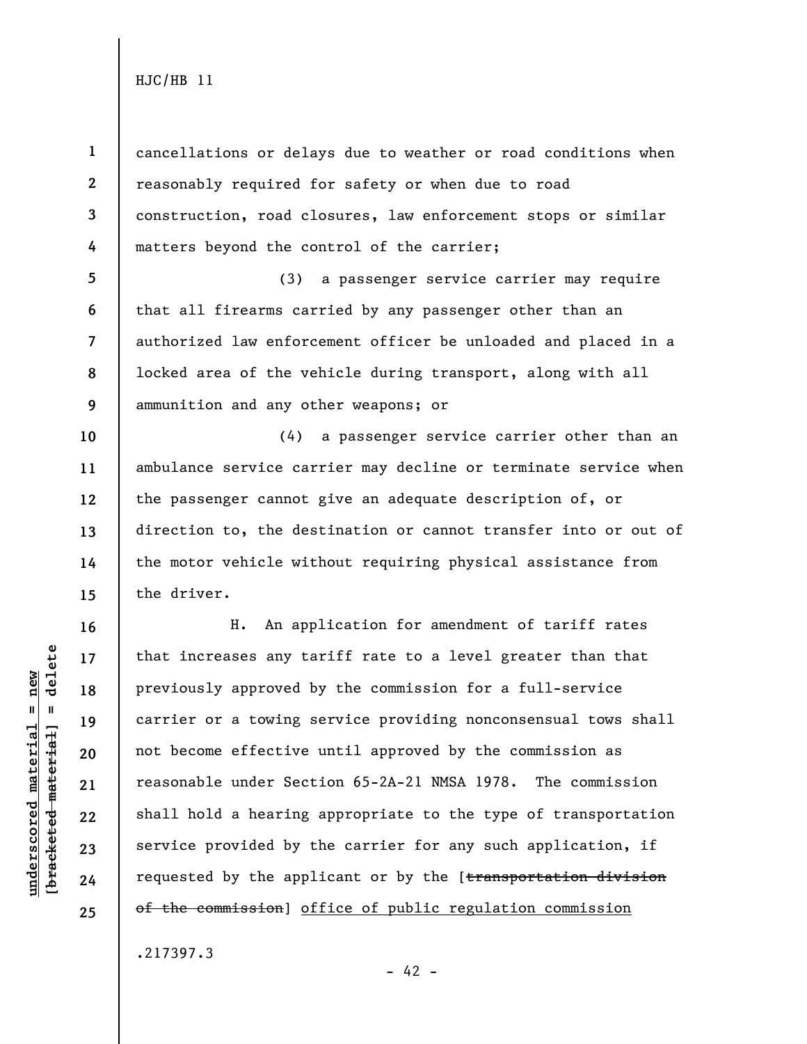cancellations or delays due to weather or road conditions when reasonably required for safety or when due to road construction, road closures, law enforcement stops or similar matters beyond the control of the carrier;

(3) a passenger service carrier may require that all firearms carried by any passenger other than an authorized law enforcement officer be unloaded and placed in a locked area of the vehicle during transport, along with all ammunition and any other weapons; or

(4) a passenger service carrier other than an ambulance service carrier may decline or terminate service when the passenger cannot give an adequate description of, or direction to, the destination or cannot transfer into or out of the motor vehicle without requiring physical assistance from the driver.

H. An application for amendment of tariff rates that increases any tariff rate to a level greater than that previously approved by the commission for a full-service carrier or a towing service providing nonconsensual tows shall not become effective until approved by the commission as reasonable under Section 65-2A-21 NMSA 1978. The commission shall hold a hearing appropriate to the type of transportation service provided by the carrier for any such application, if requested by the applicant or by the [~~transportation division of the commission~~] office of public regulation commission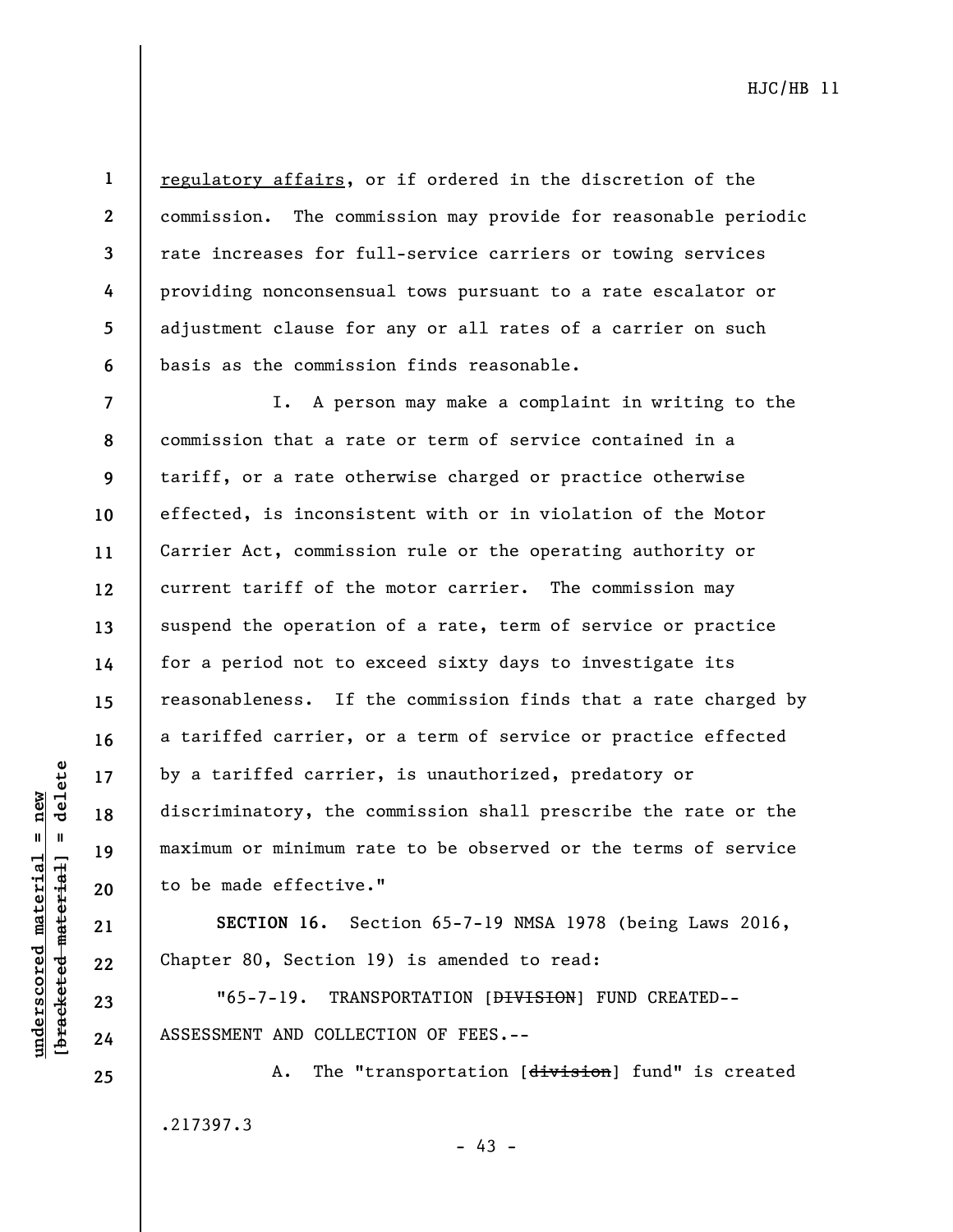regulatory affairs, or if ordered in the discretion of the commission. The commission may provide for reasonable periodic rate increases for full-service carriers or towing services providing nonconsensual tows pursuant to a rate escalator or adjustment clause for any or all rates of a carrier on such basis as the commission finds reasonable.

I. A person may make a complaint in writing to the commission that a rate or term of service contained in a tariff, or a rate otherwise charged or practice otherwise effected, is inconsistent with or in violation of the Motor Carrier Act, commission rule or the operating authority or current tariff of the motor carrier. The commission may suspend the operation of a rate, term of service or practice for a period not to exceed sixty days to investigate its reasonableness. If the commission finds that a rate charged by a tariffed carrier, or a term of service or practice effected by a tariffed carrier, is unauthorized, predatory or discriminatory, the commission shall prescribe the rate or the maximum or minimum rate to be observed or the terms of service to be made effective."

**SECTION 16.** Section 65-7-19 NMSA 1978 (being Laws 2016, Chapter 80, Section 19) is amended to read:

"65-7-19. TRANSPORTATION [~~DIVISION~~] FUND CREATED--ASSESSMENT AND COLLECTION OF FEES.--

A. The "transportation [~~division~~] fund" is created

.217397.3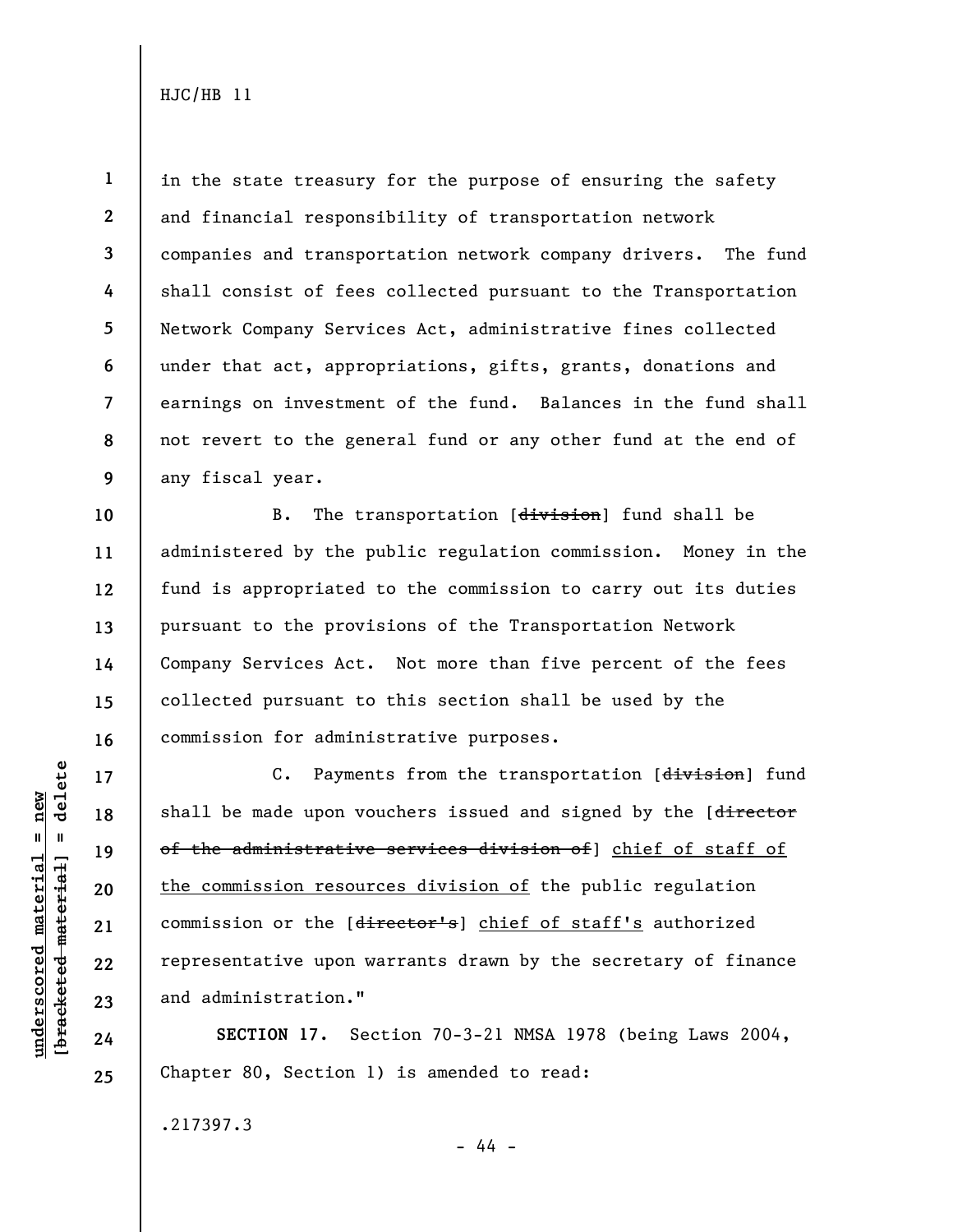in the state treasury for the purpose of ensuring the safety and financial responsibility of transportation network companies and transportation network company drivers. The fund shall consist of fees collected pursuant to the Transportation Network Company Services Act, administrative fines collected under that act, appropriations, gifts, grants, donations and earnings on investment of the fund. Balances in the fund shall not revert to the general fund or any other fund at the end of any fiscal year.

B. The transportation [~~division~~] fund shall be administered by the public regulation commission. Money in the fund is appropriated to the commission to carry out its duties pursuant to the provisions of the Transportation Network Company Services Act. Not more than five percent of the fees collected pursuant to this section shall be used by the commission for administrative purposes.

C. Payments from the transportation [~~division~~] fund shall be made upon vouchers issued and signed by the [~~director of the administrative services division of~~] <u>chief of staff of the commission resources division of</u> the public regulation commission or the [~~director's~~] <u>chief of staff's</u> authorized representative upon warrants drawn by the secretary of finance and administration."

**SECTION 17.** Section 70-3-21 NMSA 1978 (being Laws 2004, Chapter 80, Section 1) is amended to read: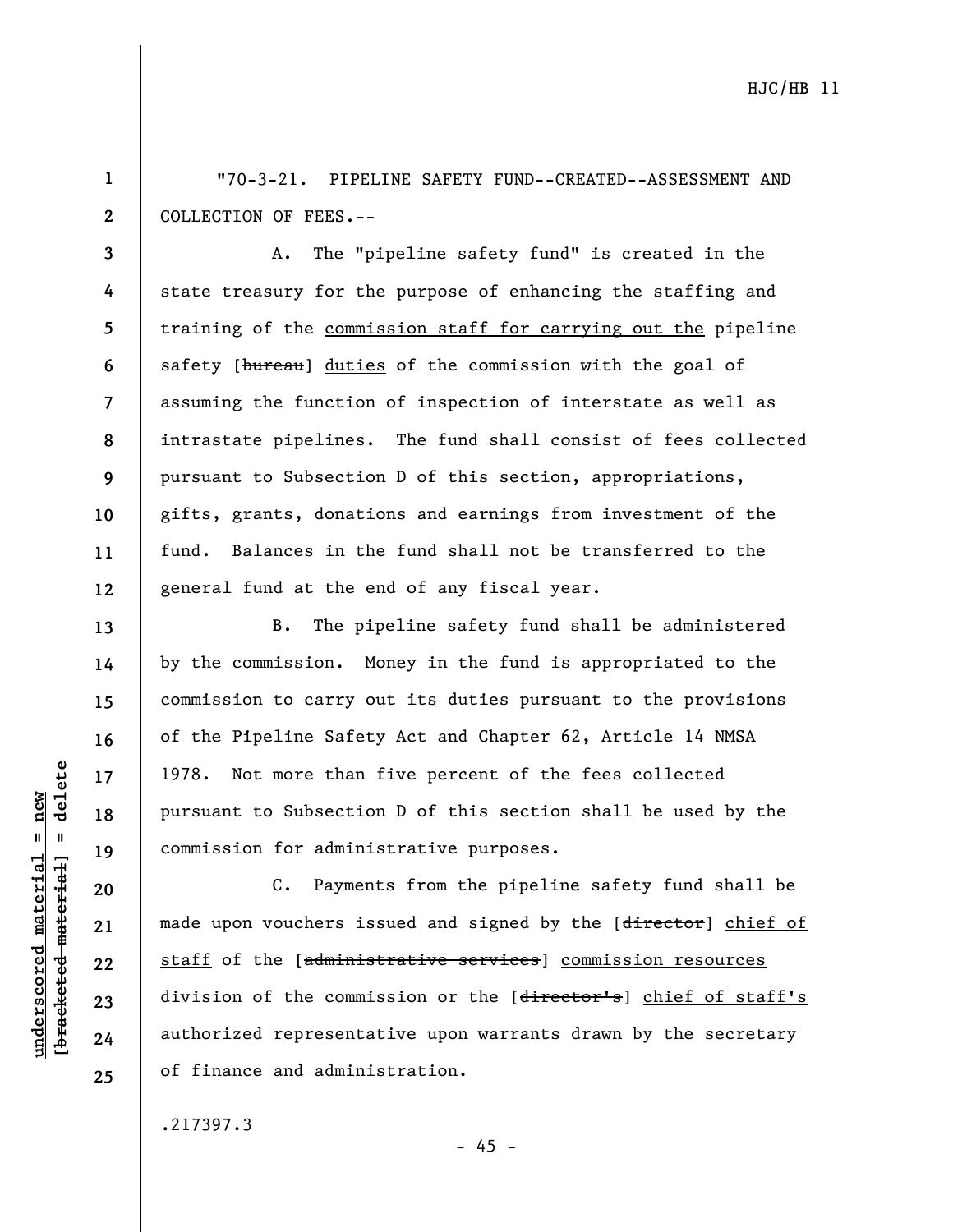"70-3-21. PIPELINE SAFETY FUND--CREATED--ASSESSMENT AND COLLECTION OF FEES.--

A. The "pipeline safety fund" is created in the state treasury for the purpose of enhancing the staffing and training of the commission staff for carrying out the pipeline safety [~~bureau~~] duties of the commission with the goal of assuming the function of inspection of interstate as well as intrastate pipelines. The fund shall consist of fees collected pursuant to Subsection D of this section, appropriations, gifts, grants, donations and earnings from investment of the fund. Balances in the fund shall not be transferred to the general fund at the end of any fiscal year.

B. The pipeline safety fund shall be administered by the commission. Money in the fund is appropriated to the commission to carry out its duties pursuant to the provisions of the Pipeline Safety Act and Chapter 62, Article 14 NMSA 1978. Not more than five percent of the fees collected pursuant to Subsection D of this section shall be used by the commission for administrative purposes.

C. Payments from the pipeline safety fund shall be made upon vouchers issued and signed by the [~~director~~] chief of staff of the [~~administrative services~~] commission resources division of the commission or the [~~director's~~] chief of staff's authorized representative upon warrants drawn by the secretary of finance and administration.

.217397.3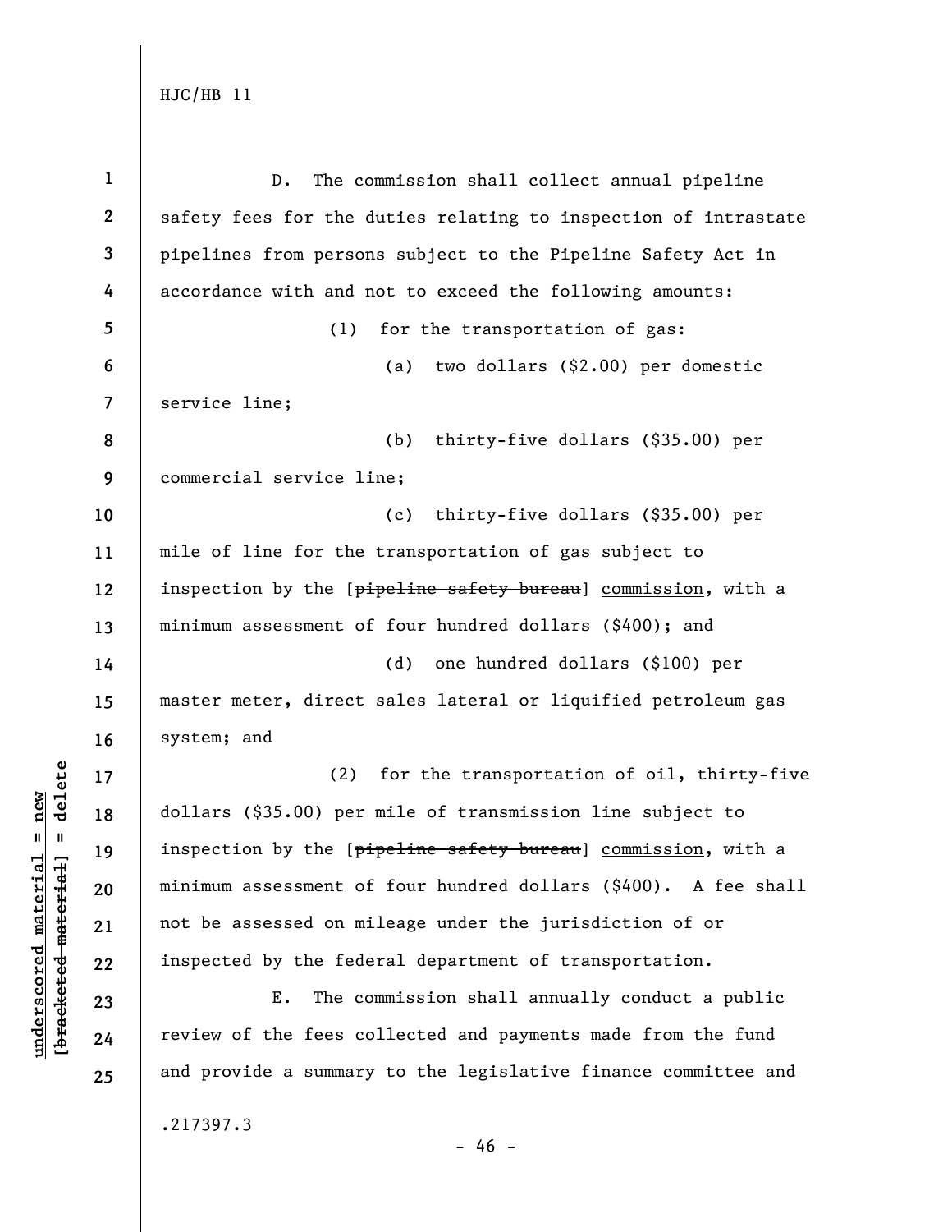D. The commission shall collect annual pipeline safety fees for the duties relating to inspection of intrastate pipelines from persons subject to the Pipeline Safety Act in accordance with and not to exceed the following amounts:

(1) for the transportation of gas:

(a) two dollars ($2.00) per domestic service line;

(b) thirty-five dollars ($35.00) per commercial service line;

(c) thirty-five dollars ($35.00) per mile of line for the transportation of gas subject to inspection by the [~~pipeline safety bureau~~] commission, with a minimum assessment of four hundred dollars ($400); and

(d) one hundred dollars ($100) per master meter, direct sales lateral or liquified petroleum gas system; and

(2) for the transportation of oil, thirty-five dollars ($35.00) per mile of transmission line subject to inspection by the [~~pipeline safety bureau~~] commission, with a minimum assessment of four hundred dollars ($400). A fee shall not be assessed on mileage under the jurisdiction of or inspected by the federal department of transportation.

E. The commission shall annually conduct a public review of the fees collected and payments made from the fund and provide a summary to the legislative finance committee and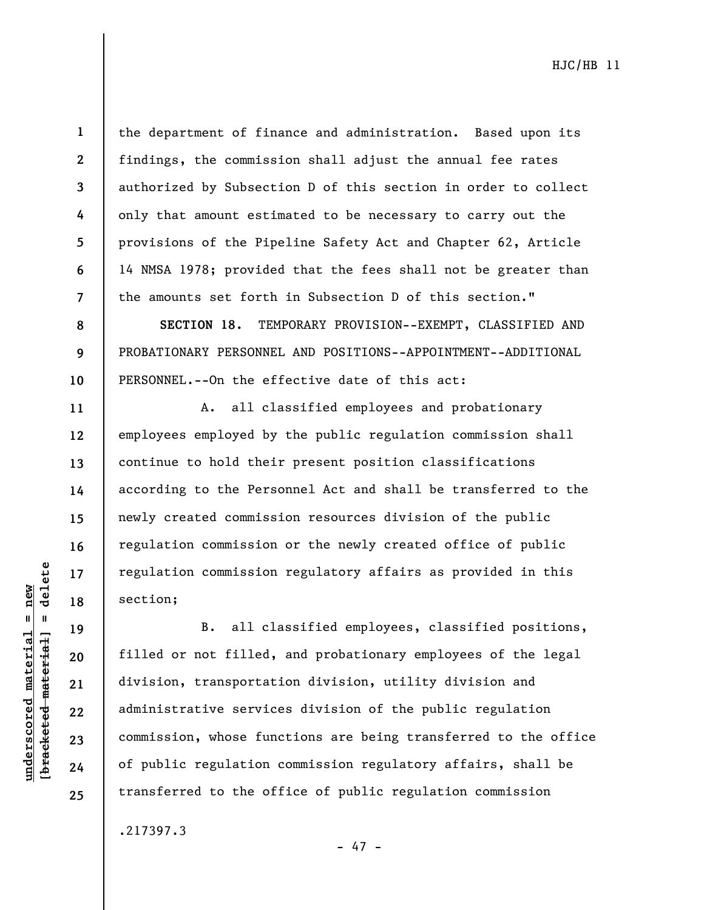the department of finance and administration. Based upon its findings, the commission shall adjust the annual fee rates authorized by Subsection D of this section in order to collect only that amount estimated to be necessary to carry out the provisions of the Pipeline Safety Act and Chapter 62, Article 14 NMSA 1978; provided that the fees shall not be greater than the amounts set forth in Subsection D of this section."

**SECTION 18.** TEMPORARY PROVISION--EXEMPT, CLASSIFIED AND PROBATIONARY PERSONNEL AND POSITIONS--APPOINTMENT--ADDITIONAL PERSONNEL.--On the effective date of this act:

A. all classified employees and probationary employees employed by the public regulation commission shall continue to hold their present position classifications according to the Personnel Act and shall be transferred to the newly created commission resources division of the public regulation commission or the newly created office of public regulation commission regulatory affairs as provided in this section;

B. all classified employees, classified positions, filled or not filled, and probationary employees of the legal division, transportation division, utility division and administrative services division of the public regulation commission, whose functions are being transferred to the office of public regulation commission regulatory affairs, shall be transferred to the office of public regulation commission

.217397.3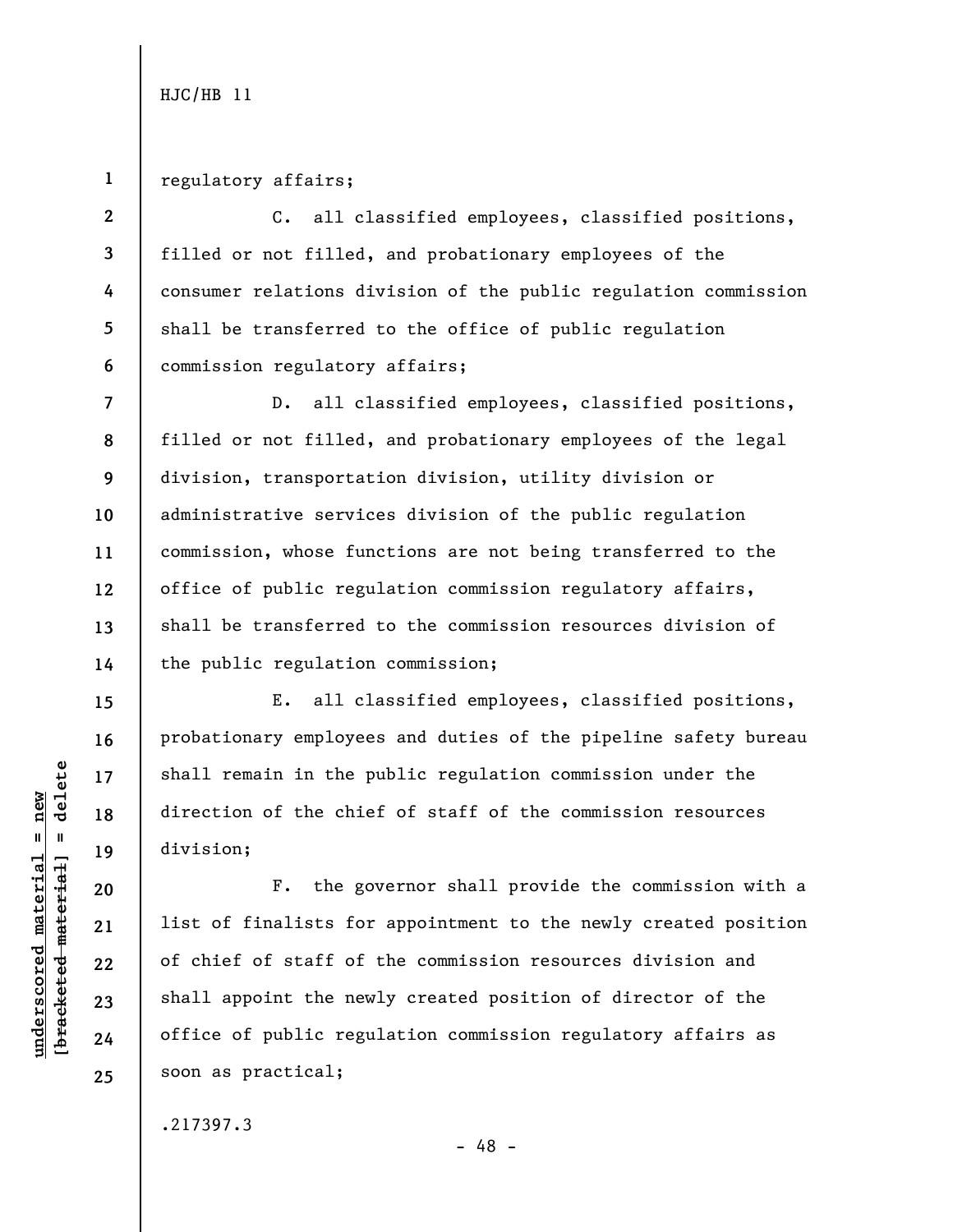regulatory affairs;

C. all classified employees, classified positions, filled or not filled, and probationary employees of the consumer relations division of the public regulation commission shall be transferred to the office of public regulation commission regulatory affairs;

D. all classified employees, classified positions, filled or not filled, and probationary employees of the legal division, transportation division, utility division or administrative services division of the public regulation commission, whose functions are not being transferred to the office of public regulation commission regulatory affairs, shall be transferred to the commission resources division of the public regulation commission;

E. all classified employees, classified positions, probationary employees and duties of the pipeline safety bureau shall remain in the public regulation commission under the direction of the chief of staff of the commission resources division;

F. the governor shall provide the commission with a list of finalists for appointment to the newly created position of chief of staff of the commission resources division and shall appoint the newly created position of director of the office of public regulation commission regulatory affairs as soon as practical;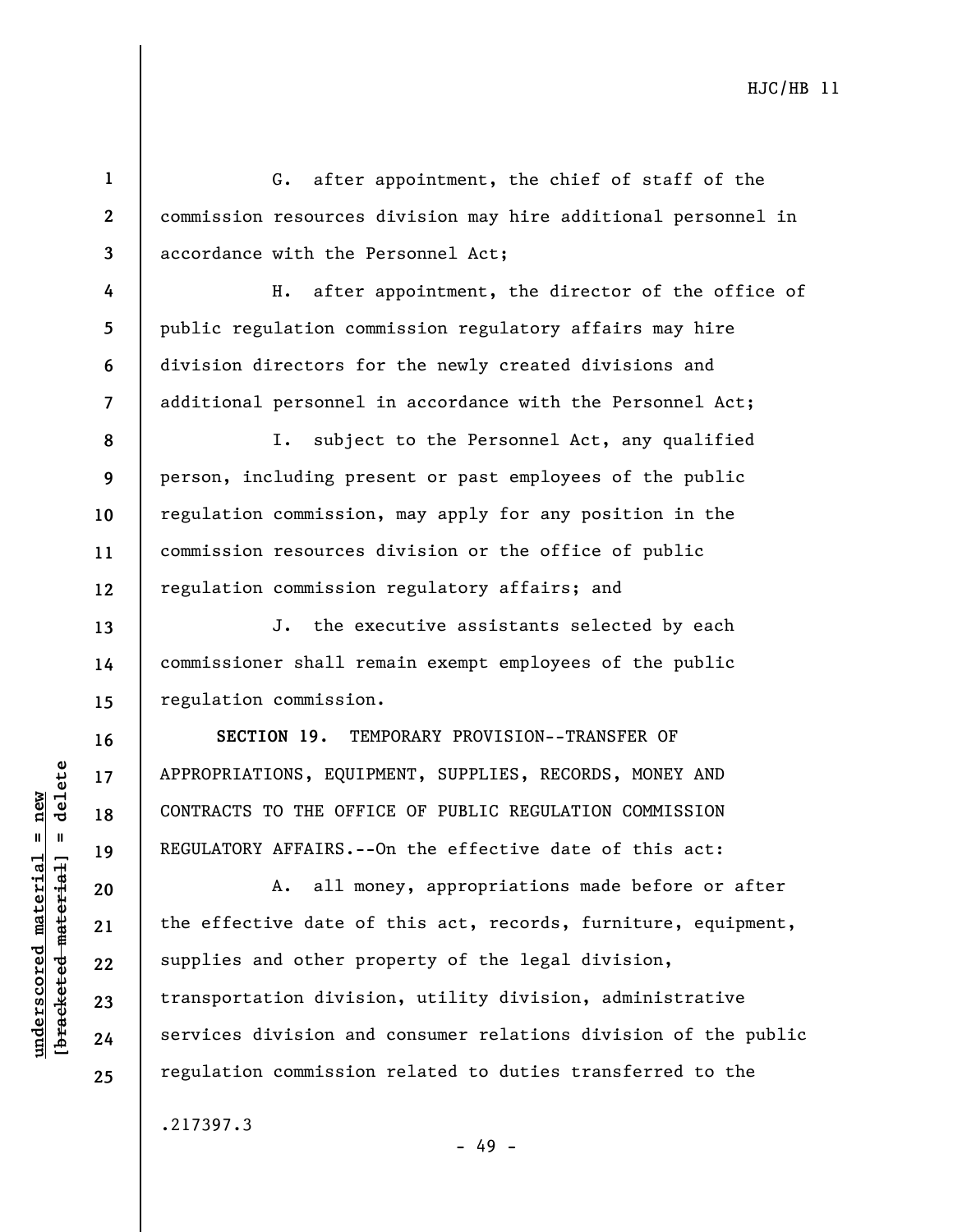G. after appointment, the chief of staff of the commission resources division may hire additional personnel in accordance with the Personnel Act;

H. after appointment, the director of the office of public regulation commission regulatory affairs may hire division directors for the newly created divisions and additional personnel in accordance with the Personnel Act;

I. subject to the Personnel Act, any qualified person, including present or past employees of the public regulation commission, may apply for any position in the commission resources division or the office of public regulation commission regulatory affairs; and

J. the executive assistants selected by each commissioner shall remain exempt employees of the public regulation commission.

**SECTION 19.** TEMPORARY PROVISION--TRANSFER OF APPROPRIATIONS, EQUIPMENT, SUPPLIES, RECORDS, MONEY AND CONTRACTS TO THE OFFICE OF PUBLIC REGULATION COMMISSION REGULATORY AFFAIRS.--On the effective date of this act:

A. all money, appropriations made before or after the effective date of this act, records, furniture, equipment, supplies and other property of the legal division, transportation division, utility division, administrative services division and consumer relations division of the public regulation commission related to duties transferred to the

.217397.3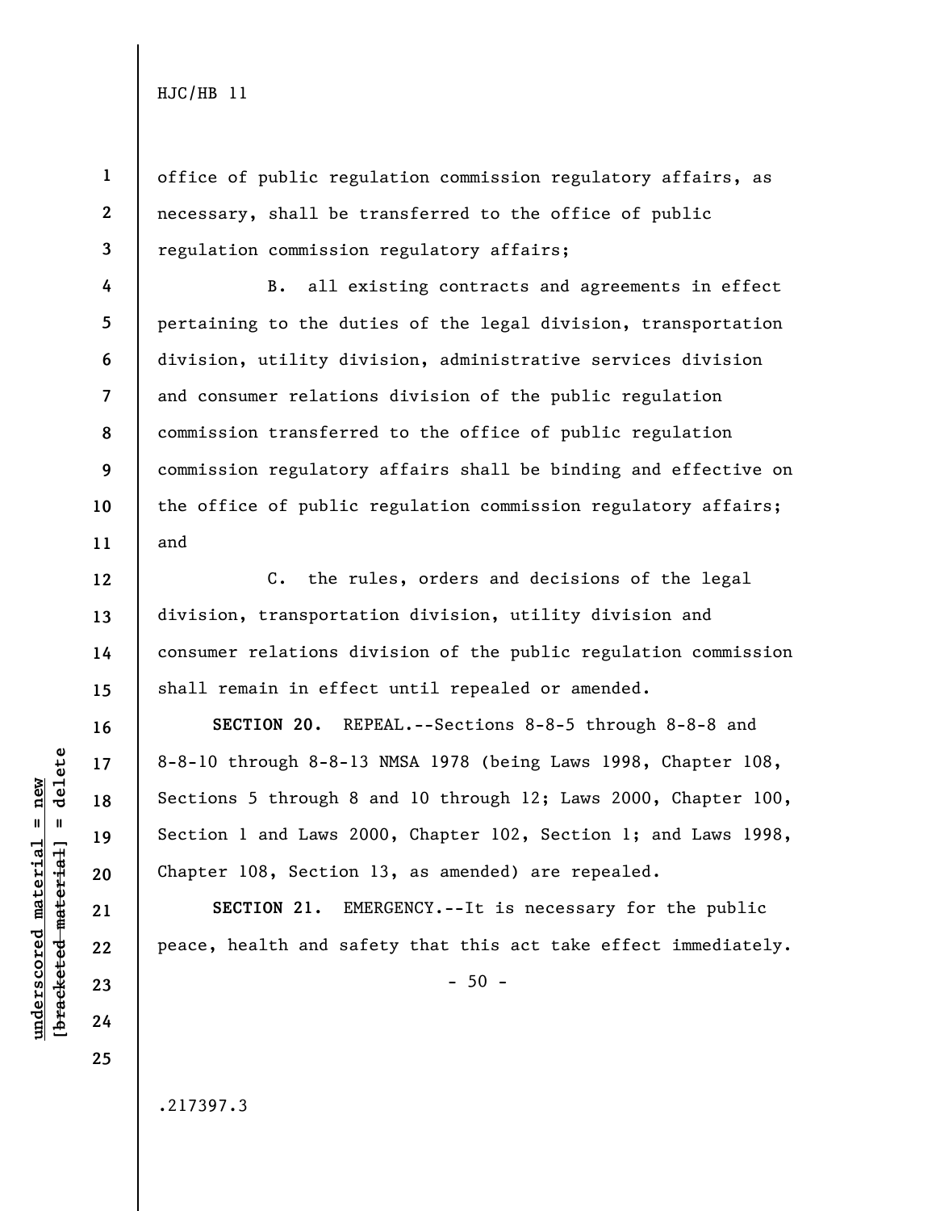office of public regulation commission regulatory affairs, as necessary, shall be transferred to the office of public regulation commission regulatory affairs;

B. all existing contracts and agreements in effect pertaining to the duties of the legal division, transportation division, utility division, administrative services division and consumer relations division of the public regulation commission transferred to the office of public regulation commission regulatory affairs shall be binding and effective on the office of public regulation commission regulatory affairs; and

C. the rules, orders and decisions of the legal division, transportation division, utility division and consumer relations division of the public regulation commission shall remain in effect until repealed or amended.

**SECTION 20.** REPEAL.--Sections 8-8-5 through 8-8-8 and 8-8-10 through 8-8-13 NMSA 1978 (being Laws 1998, Chapter 108, Sections 5 through 8 and 10 through 12; Laws 2000, Chapter 100, Section 1 and Laws 2000, Chapter 102, Section 1; and Laws 1998, Chapter 108, Section 13, as amended) are repealed.

**SECTION 21.** EMERGENCY.--It is necessary for the public peace, health and safety that this act take effect immediately.

.217397.3